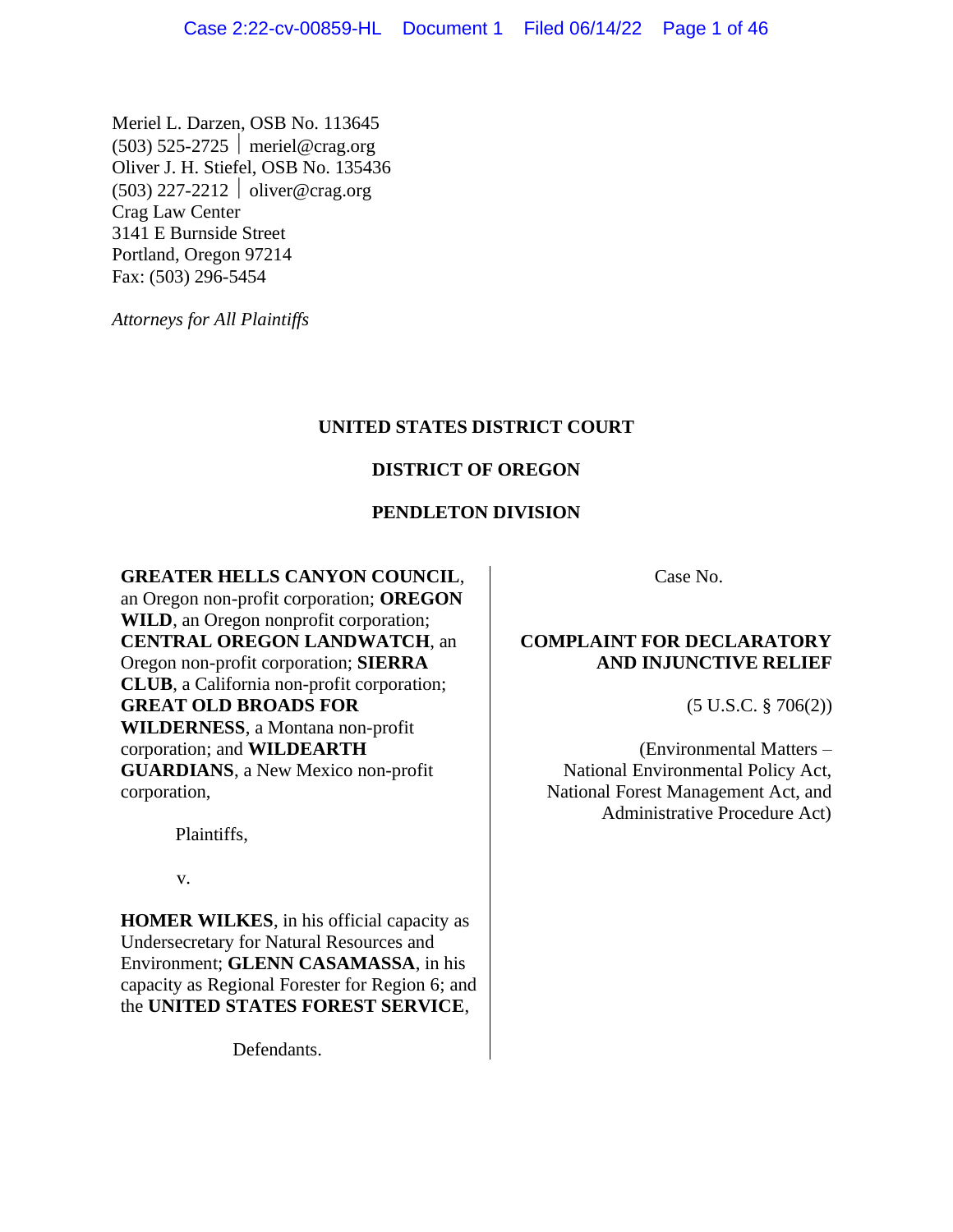Meriel L. Darzen, OSB No. 113645
(503) 525-2725 | meriel@crag.org
Oliver J. H. Stiefel, OSB No. 135436
(503) 227-2212 | oliver@crag.org
Crag Law Center
3141 E Burnside Street
Portland, Oregon 97214
Fax: (503) 296-5454

*Attorneys for All Plaintiffs*

**UNITED STATES DISTRICT COURT**

**DISTRICT OF OREGON**

**PENDLETON DIVISION**

**GREATER HELLS CANYON COUNCIL**, an Oregon non-profit corporation; **OREGON WILD**, an Oregon nonprofit corporation; **CENTRAL OREGON LANDWATCH**, an Oregon non-profit corporation; **SIERRA CLUB**, a California non-profit corporation; **GREAT OLD BROADS FOR WILDERNESS**, a Montana non-profit corporation; and **WILDEARTH GUARDIANS**, a New Mexico non-profit corporation,

Plaintiffs,

v.

**HOMER WILKES**, in his official capacity as Undersecretary for Natural Resources and Environment; **GLENN CASAMASSA**, in his capacity as Regional Forester for Region 6; and the **UNITED STATES FOREST SERVICE**,

Defendants.

Case No.

**COMPLAINT FOR DECLARATORY AND INJUNCTIVE RELIEF**

(5 U.S.C. § 706(2))

(Environmental Matters – National Environmental Policy Act, National Forest Management Act, and Administrative Procedure Act)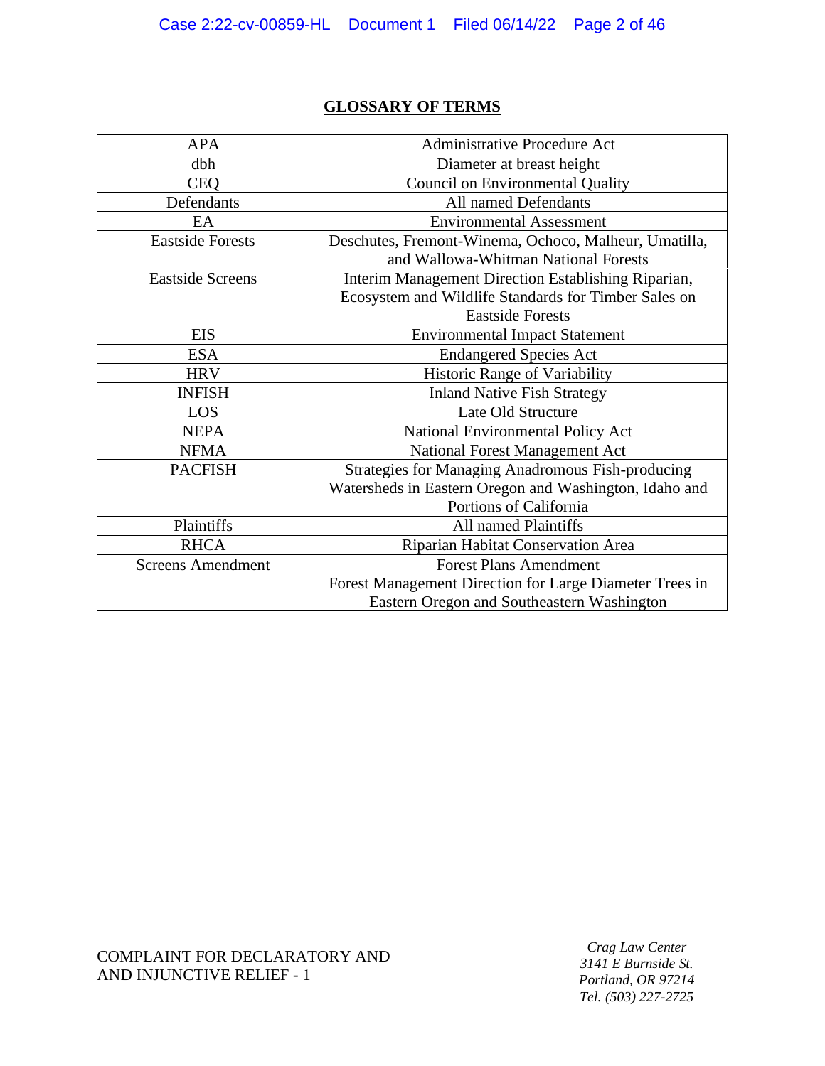## GLOSSARY OF TERMS

| | |
|---|---|
| APA | Administrative Procedure Act |
| dbh | Diameter at breast height |
| CEQ | Council on Environmental Quality |
| Defendants | All named Defendants |
| EA | Environmental Assessment |
| Eastside Forests | Deschutes, Fremont-Winema, Ochoco, Malheur, Umatilla, and Wallowa-Whitman National Forests |
| Eastside Screens | Interim Management Direction Establishing Riparian, Ecosystem and Wildlife Standards for Timber Sales on Eastside Forests |
| EIS | Environmental Impact Statement |
| ESA | Endangered Species Act |
| HRV | Historic Range of Variability |
| INFISH | Inland Native Fish Strategy |
| LOS | Late Old Structure |
| NEPA | National Environmental Policy Act |
| NFMA | National Forest Management Act |
| PACFISH | Strategies for Managing Anadromous Fish-producing Watersheds in Eastern Oregon and Washington, Idaho and Portions of California |
| Plaintiffs | All named Plaintiffs |
| RHCA | Riparian Habitat Conservation Area |
| Screens Amendment | Forest Plans Amendment Forest Management Direction for Large Diameter Trees in Eastern Oregon and Southeastern Washington |

COMPLAINT FOR DECLARATORY AND AND INJUNCTIVE RELIEF - 1

*Crag Law Center*
*3141 E Burnside St.*
*Portland, OR 97214*
*Tel. (503) 227-2725*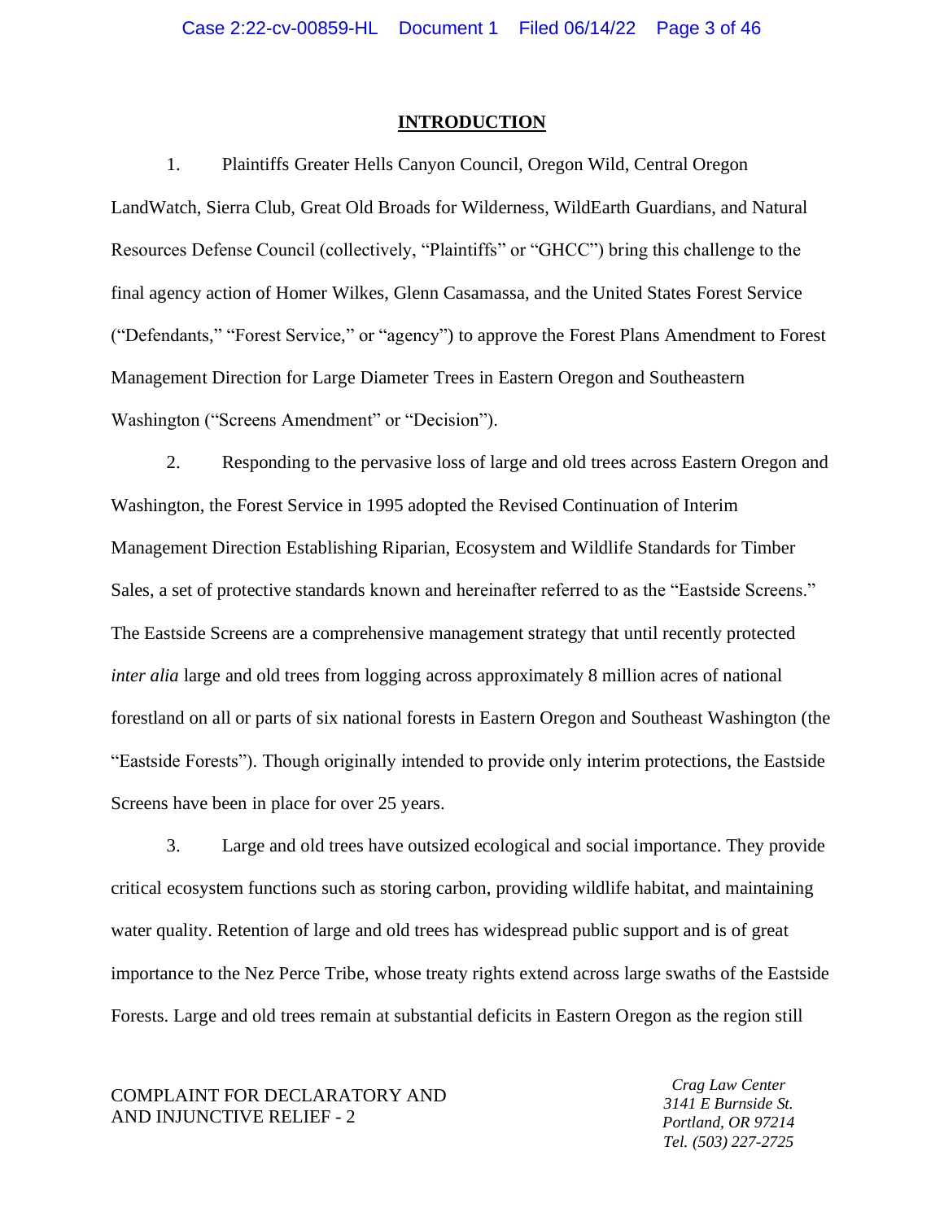## INTRODUCTION

1. Plaintiffs Greater Hells Canyon Council, Oregon Wild, Central Oregon LandWatch, Sierra Club, Great Old Broads for Wilderness, WildEarth Guardians, and Natural Resources Defense Council (collectively, "Plaintiffs" or "GHCC") bring this challenge to the final agency action of Homer Wilkes, Glenn Casamassa, and the United States Forest Service ("Defendants," "Forest Service," or "agency") to approve the Forest Plans Amendment to Forest Management Direction for Large Diameter Trees in Eastern Oregon and Southeastern Washington ("Screens Amendment" or "Decision").

2. Responding to the pervasive loss of large and old trees across Eastern Oregon and Washington, the Forest Service in 1995 adopted the Revised Continuation of Interim Management Direction Establishing Riparian, Ecosystem and Wildlife Standards for Timber Sales, a set of protective standards known and hereinafter referred to as the "Eastside Screens." The Eastside Screens are a comprehensive management strategy that until recently protected *inter alia* large and old trees from logging across approximately 8 million acres of national forestland on all or parts of six national forests in Eastern Oregon and Southeast Washington (the "Eastside Forests"). Though originally intended to provide only interim protections, the Eastside Screens have been in place for over 25 years.

3. Large and old trees have outsized ecological and social importance. They provide critical ecosystem functions such as storing carbon, providing wildlife habitat, and maintaining water quality. Retention of large and old trees has widespread public support and is of great importance to the Nez Perce Tribe, whose treaty rights extend across large swaths of the Eastside Forests. Large and old trees remain at substantial deficits in Eastern Oregon as the region still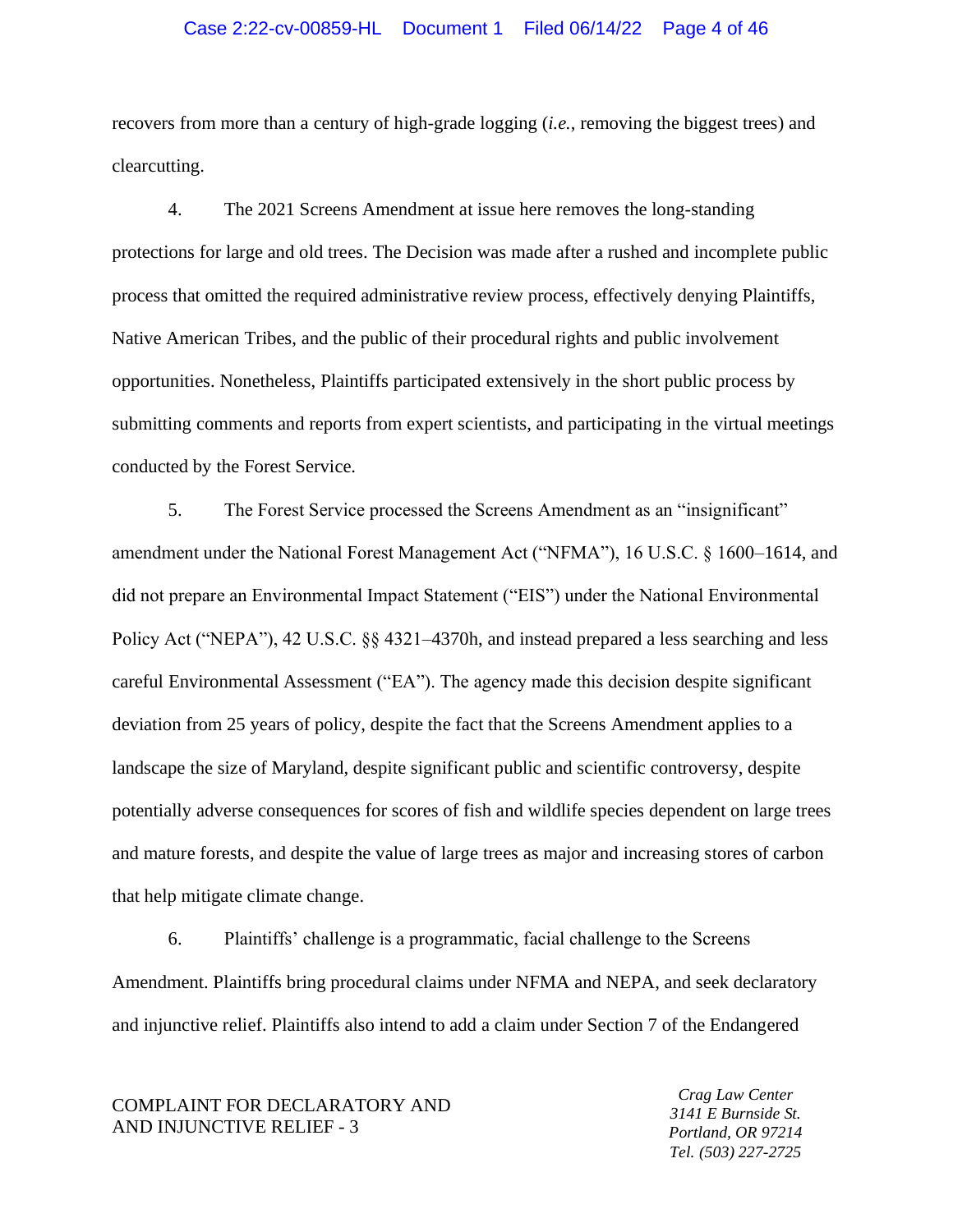recovers from more than a century of high-grade logging (*i.e.*, removing the biggest trees) and clearcutting.

4. The 2021 Screens Amendment at issue here removes the long-standing protections for large and old trees. The Decision was made after a rushed and incomplete public process that omitted the required administrative review process, effectively denying Plaintiffs, Native American Tribes, and the public of their procedural rights and public involvement opportunities. Nonetheless, Plaintiffs participated extensively in the short public process by submitting comments and reports from expert scientists, and participating in the virtual meetings conducted by the Forest Service.

5. The Forest Service processed the Screens Amendment as an "insignificant" amendment under the National Forest Management Act ("NFMA"), 16 U.S.C. § 1600–1614, and did not prepare an Environmental Impact Statement ("EIS") under the National Environmental Policy Act ("NEPA"), 42 U.S.C. §§ 4321–4370h, and instead prepared a less searching and less careful Environmental Assessment ("EA"). The agency made this decision despite significant deviation from 25 years of policy, despite the fact that the Screens Amendment applies to a landscape the size of Maryland, despite significant public and scientific controversy, despite potentially adverse consequences for scores of fish and wildlife species dependent on large trees and mature forests, and despite the value of large trees as major and increasing stores of carbon that help mitigate climate change.

6. Plaintiffs' challenge is a programmatic, facial challenge to the Screens Amendment. Plaintiffs bring procedural claims under NFMA and NEPA, and seek declaratory and injunctive relief. Plaintiffs also intend to add a claim under Section 7 of the Endangered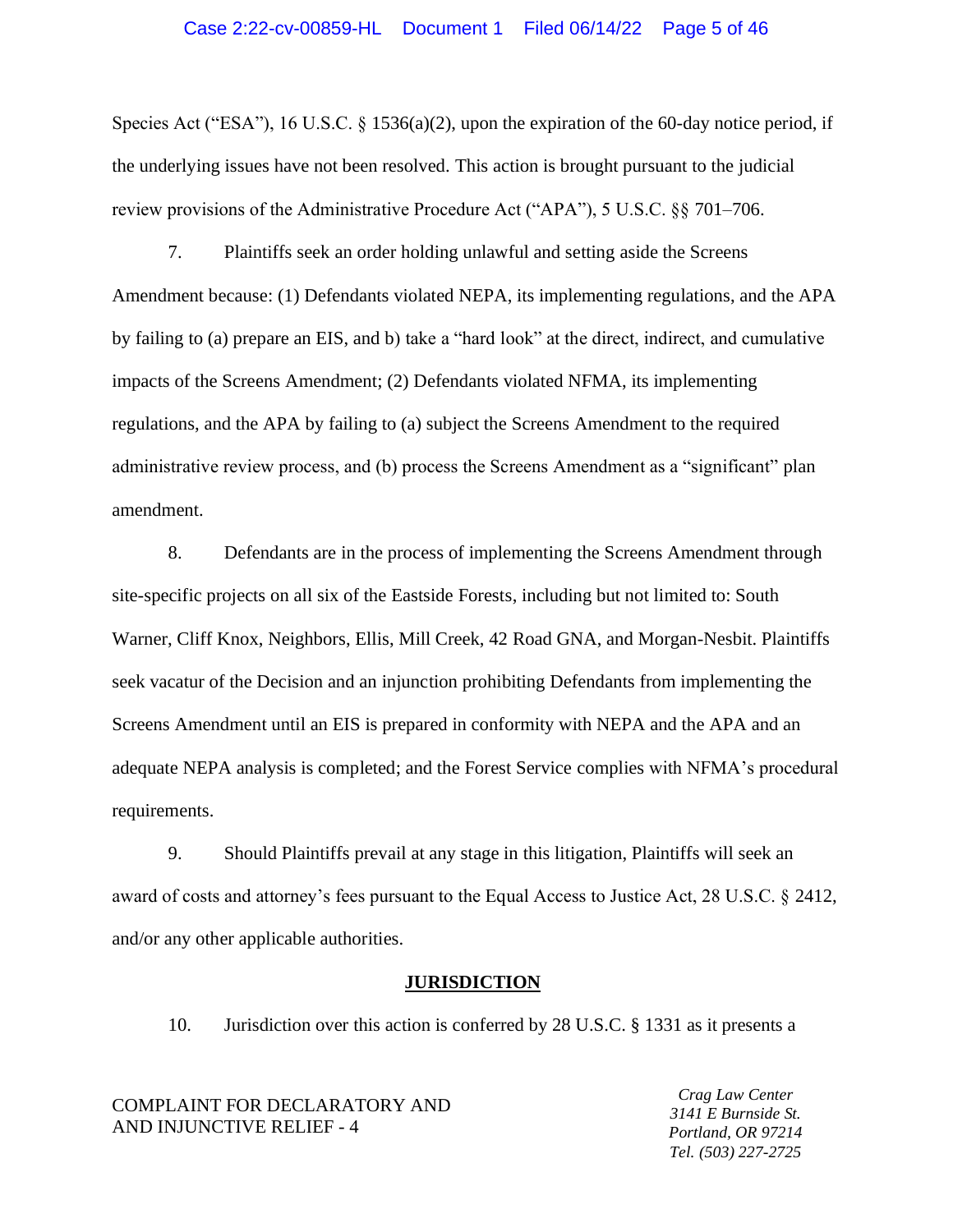Species Act ("ESA"), 16 U.S.C. § 1536(a)(2), upon the expiration of the 60-day notice period, if the underlying issues have not been resolved. This action is brought pursuant to the judicial review provisions of the Administrative Procedure Act ("APA"), 5 U.S.C. §§ 701–706.

7. Plaintiffs seek an order holding unlawful and setting aside the Screens Amendment because: (1) Defendants violated NEPA, its implementing regulations, and the APA by failing to (a) prepare an EIS, and b) take a "hard look" at the direct, indirect, and cumulative impacts of the Screens Amendment; (2) Defendants violated NFMA, its implementing regulations, and the APA by failing to (a) subject the Screens Amendment to the required administrative review process, and (b) process the Screens Amendment as a "significant" plan amendment.

8. Defendants are in the process of implementing the Screens Amendment through site-specific projects on all six of the Eastside Forests, including but not limited to: South Warner, Cliff Knox, Neighbors, Ellis, Mill Creek, 42 Road GNA, and Morgan-Nesbit. Plaintiffs seek vacatur of the Decision and an injunction prohibiting Defendants from implementing the Screens Amendment until an EIS is prepared in conformity with NEPA and the APA and an adequate NEPA analysis is completed; and the Forest Service complies with NFMA's procedural requirements.

9. Should Plaintiffs prevail at any stage in this litigation, Plaintiffs will seek an award of costs and attorney's fees pursuant to the Equal Access to Justice Act, 28 U.S.C. § 2412, and/or any other applicable authorities.

## JURISDICTION

10. Jurisdiction over this action is conferred by 28 U.S.C. § 1331 as it presents a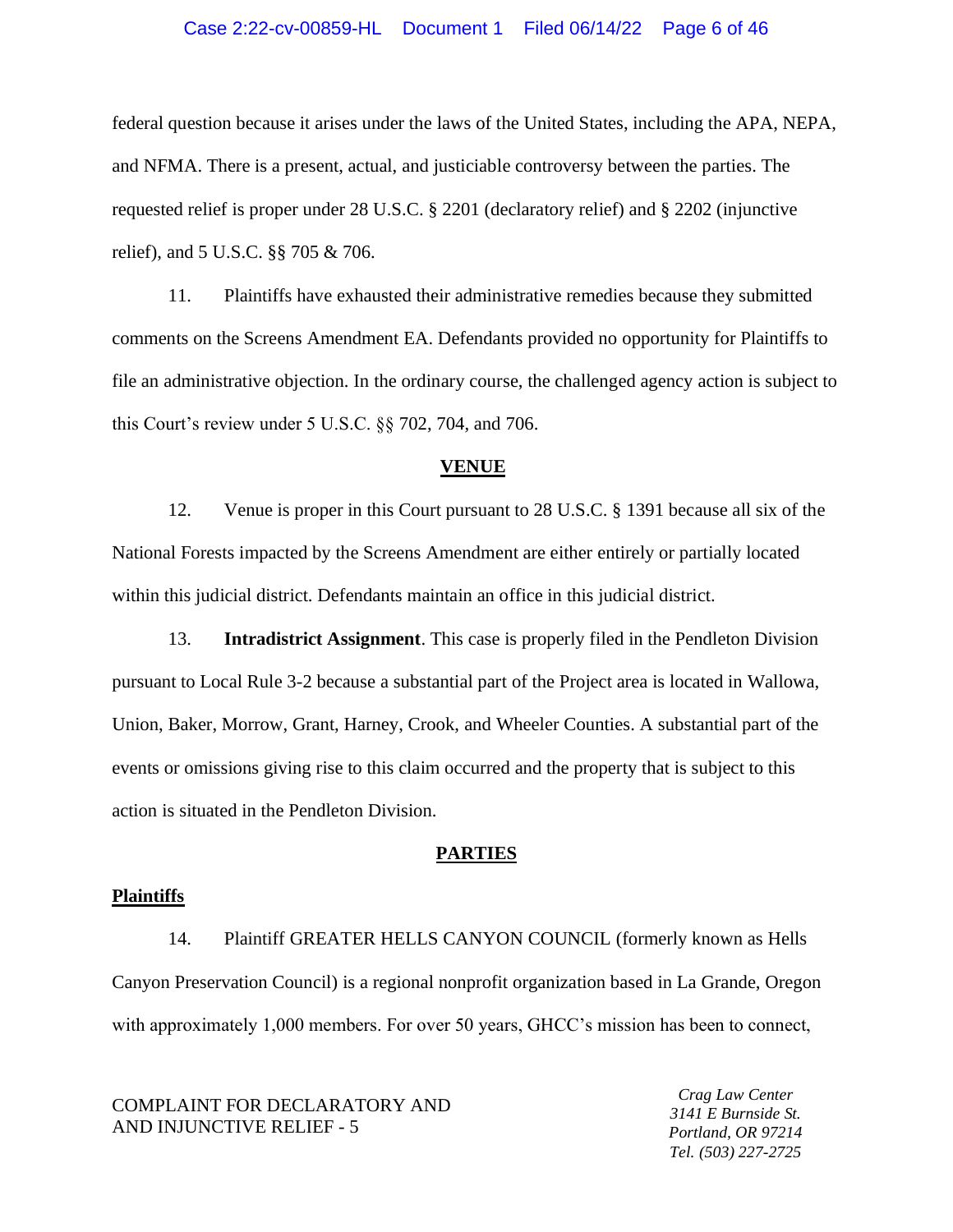federal question because it arises under the laws of the United States, including the APA, NEPA, and NFMA. There is a present, actual, and justiciable controversy between the parties. The requested relief is proper under 28 U.S.C. § 2201 (declaratory relief) and § 2202 (injunctive relief), and 5 U.S.C. §§ 705 & 706.

11. Plaintiffs have exhausted their administrative remedies because they submitted comments on the Screens Amendment EA. Defendants provided no opportunity for Plaintiffs to file an administrative objection. In the ordinary course, the challenged agency action is subject to this Court's review under 5 U.S.C. §§ 702, 704, and 706.

## VENUE

12. Venue is proper in this Court pursuant to 28 U.S.C. § 1391 because all six of the National Forests impacted by the Screens Amendment are either entirely or partially located within this judicial district. Defendants maintain an office in this judicial district.

13. **Intradistrict Assignment**. This case is properly filed in the Pendleton Division pursuant to Local Rule 3-2 because a substantial part of the Project area is located in Wallowa, Union, Baker, Morrow, Grant, Harney, Crook, and Wheeler Counties. A substantial part of the events or omissions giving rise to this claim occurred and the property that is subject to this action is situated in the Pendleton Division.

## PARTIES

### Plaintiffs

14. Plaintiff GREATER HELLS CANYON COUNCIL (formerly known as Hells Canyon Preservation Council) is a regional nonprofit organization based in La Grande, Oregon with approximately 1,000 members. For over 50 years, GHCC's mission has been to connect,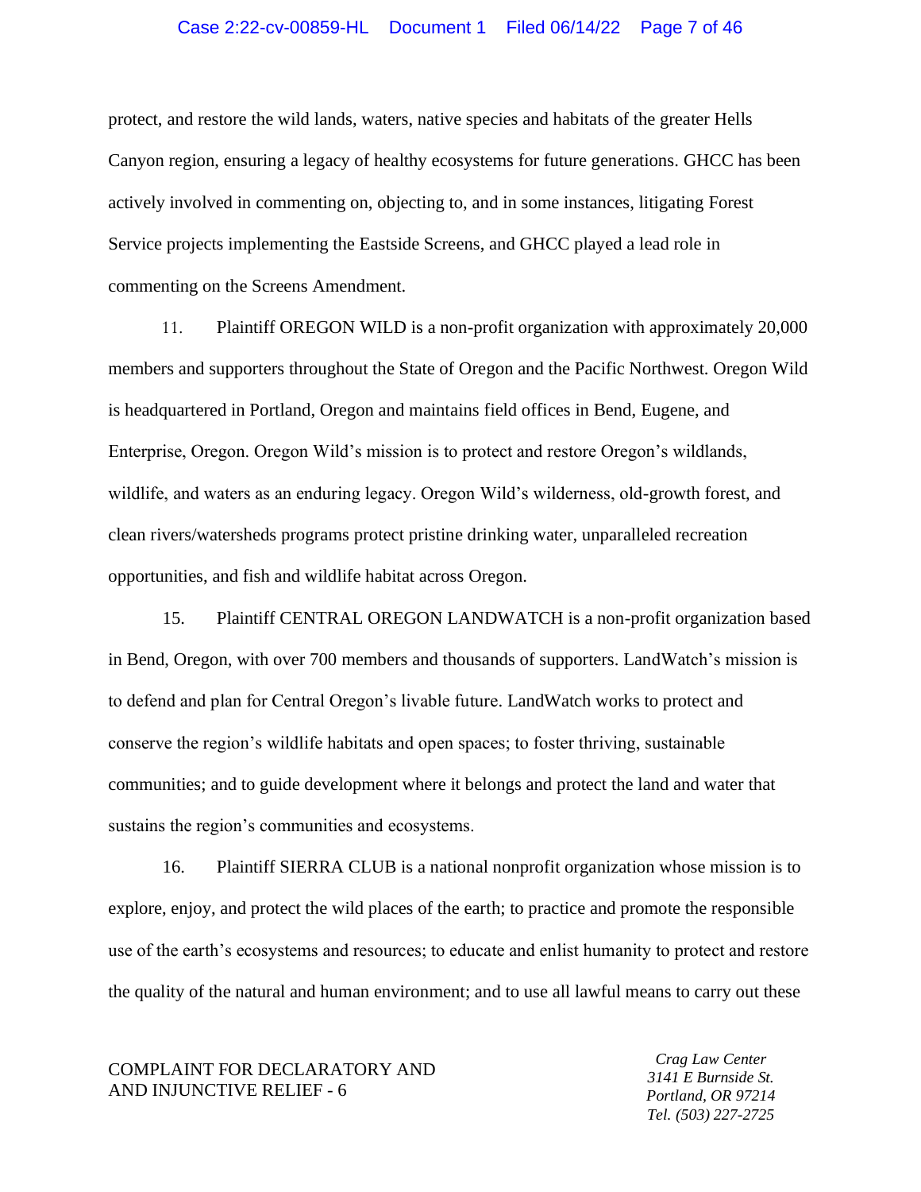protect, and restore the wild lands, waters, native species and habitats of the greater Hells Canyon region, ensuring a legacy of healthy ecosystems for future generations. GHCC has been actively involved in commenting on, objecting to, and in some instances, litigating Forest Service projects implementing the Eastside Screens, and GHCC played a lead role in commenting on the Screens Amendment.

11. Plaintiff OREGON WILD is a non-profit organization with approximately 20,000 members and supporters throughout the State of Oregon and the Pacific Northwest. Oregon Wild is headquartered in Portland, Oregon and maintains field offices in Bend, Eugene, and Enterprise, Oregon. Oregon Wild's mission is to protect and restore Oregon's wildlands, wildlife, and waters as an enduring legacy. Oregon Wild's wilderness, old-growth forest, and clean rivers/watersheds programs protect pristine drinking water, unparalleled recreation opportunities, and fish and wildlife habitat across Oregon.

15. Plaintiff CENTRAL OREGON LANDWATCH is a non-profit organization based in Bend, Oregon, with over 700 members and thousands of supporters. LandWatch's mission is to defend and plan for Central Oregon's livable future. LandWatch works to protect and conserve the region's wildlife habitats and open spaces; to foster thriving, sustainable communities; and to guide development where it belongs and protect the land and water that sustains the region's communities and ecosystems.

16. Plaintiff SIERRA CLUB is a national nonprofit organization whose mission is to explore, enjoy, and protect the wild places of the earth; to practice and promote the responsible use of the earth's ecosystems and resources; to educate and enlist humanity to protect and restore the quality of the natural and human environment; and to use all lawful means to carry out these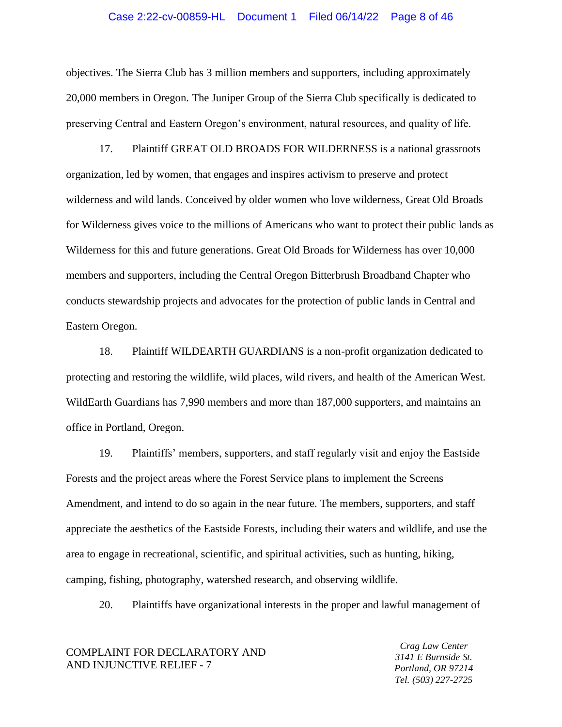objectives. The Sierra Club has 3 million members and supporters, including approximately 20,000 members in Oregon. The Juniper Group of the Sierra Club specifically is dedicated to preserving Central and Eastern Oregon's environment, natural resources, and quality of life.

17. Plaintiff GREAT OLD BROADS FOR WILDERNESS is a national grassroots organization, led by women, that engages and inspires activism to preserve and protect wilderness and wild lands. Conceived by older women who love wilderness, Great Old Broads for Wilderness gives voice to the millions of Americans who want to protect their public lands as Wilderness for this and future generations. Great Old Broads for Wilderness has over 10,000 members and supporters, including the Central Oregon Bitterbrush Broadband Chapter who conducts stewardship projects and advocates for the protection of public lands in Central and Eastern Oregon.

18. Plaintiff WILDEARTH GUARDIANS is a non-profit organization dedicated to protecting and restoring the wildlife, wild places, wild rivers, and health of the American West. WildEarth Guardians has 7,990 members and more than 187,000 supporters, and maintains an office in Portland, Oregon.

19. Plaintiffs' members, supporters, and staff regularly visit and enjoy the Eastside Forests and the project areas where the Forest Service plans to implement the Screens Amendment, and intend to do so again in the near future. The members, supporters, and staff appreciate the aesthetics of the Eastside Forests, including their waters and wildlife, and use the area to engage in recreational, scientific, and spiritual activities, such as hunting, hiking, camping, fishing, photography, watershed research, and observing wildlife.

20. Plaintiffs have organizational interests in the proper and lawful management of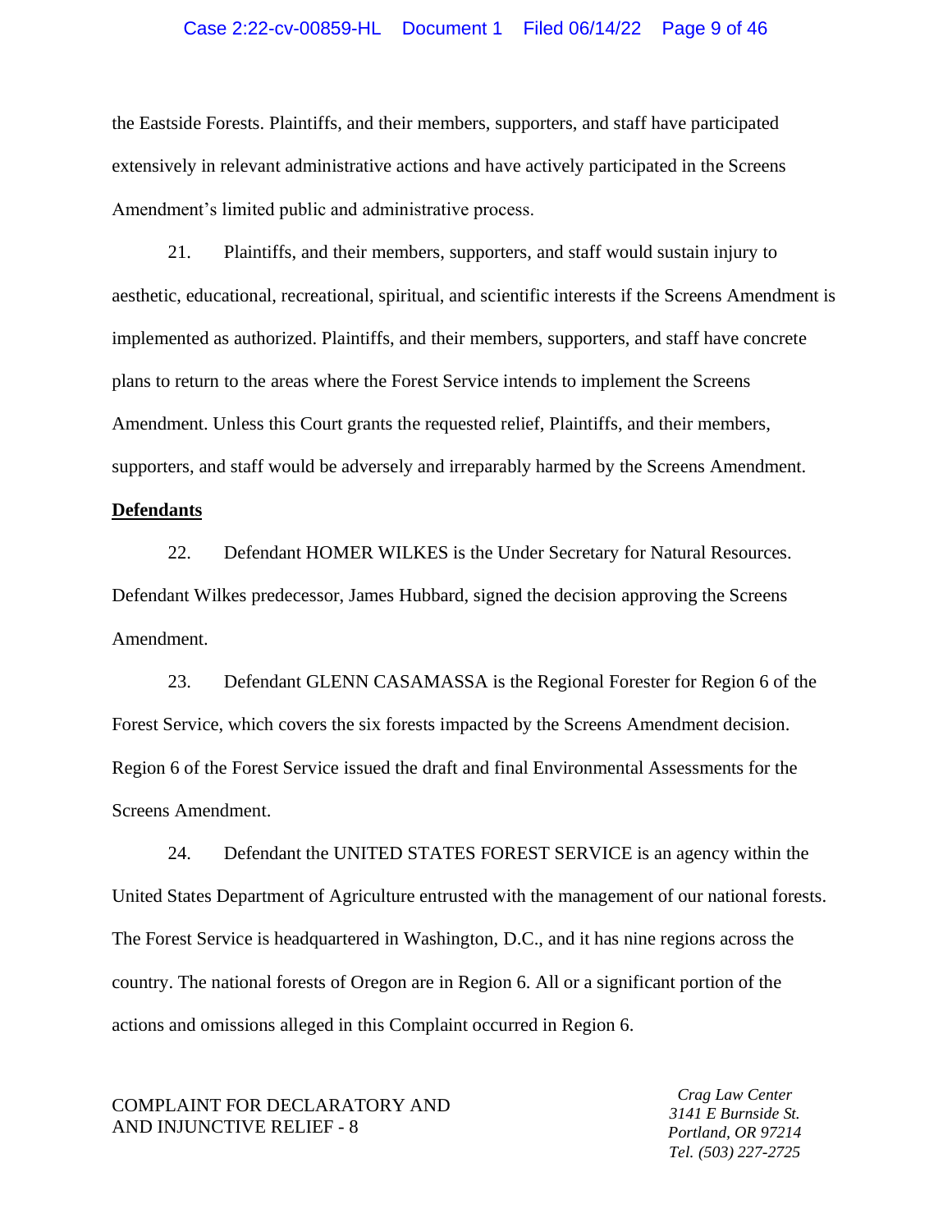the Eastside Forests. Plaintiffs, and their members, supporters, and staff have participated extensively in relevant administrative actions and have actively participated in the Screens Amendment's limited public and administrative process.

21. Plaintiffs, and their members, supporters, and staff would sustain injury to aesthetic, educational, recreational, spiritual, and scientific interests if the Screens Amendment is implemented as authorized. Plaintiffs, and their members, supporters, and staff have concrete plans to return to the areas where the Forest Service intends to implement the Screens Amendment. Unless this Court grants the requested relief, Plaintiffs, and their members, supporters, and staff would be adversely and irreparably harmed by the Screens Amendment.

**Defendants**

22. Defendant HOMER WILKES is the Under Secretary for Natural Resources. Defendant Wilkes predecessor, James Hubbard, signed the decision approving the Screens Amendment.

23. Defendant GLENN CASAMASSA is the Regional Forester for Region 6 of the Forest Service, which covers the six forests impacted by the Screens Amendment decision. Region 6 of the Forest Service issued the draft and final Environmental Assessments for the Screens Amendment.

24. Defendant the UNITED STATES FOREST SERVICE is an agency within the United States Department of Agriculture entrusted with the management of our national forests. The Forest Service is headquartered in Washington, D.C., and it has nine regions across the country. The national forests of Oregon are in Region 6. All or a significant portion of the actions and omissions alleged in this Complaint occurred in Region 6.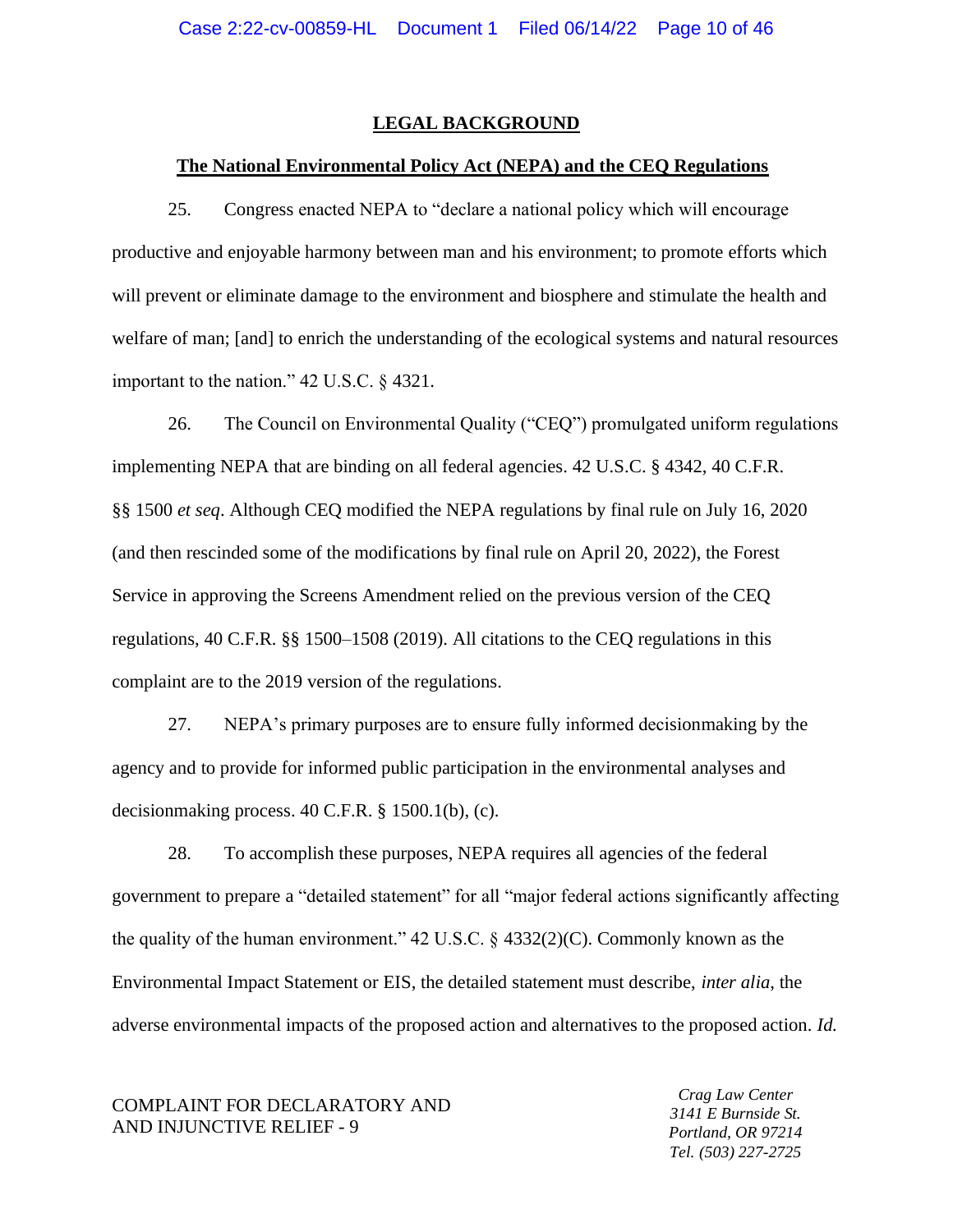## LEGAL BACKGROUND

### The National Environmental Policy Act (NEPA) and the CEQ Regulations

25. Congress enacted NEPA to "declare a national policy which will encourage productive and enjoyable harmony between man and his environment; to promote efforts which will prevent or eliminate damage to the environment and biosphere and stimulate the health and welfare of man; [and] to enrich the understanding of the ecological systems and natural resources important to the nation." 42 U.S.C. § 4321.

26. The Council on Environmental Quality ("CEQ") promulgated uniform regulations implementing NEPA that are binding on all federal agencies. 42 U.S.C. § 4342, 40 C.F.R. §§ 1500 *et seq*. Although CEQ modified the NEPA regulations by final rule on July 16, 2020 (and then rescinded some of the modifications by final rule on April 20, 2022), the Forest Service in approving the Screens Amendment relied on the previous version of the CEQ regulations, 40 C.F.R. §§ 1500–1508 (2019). All citations to the CEQ regulations in this complaint are to the 2019 version of the regulations.

27. NEPA's primary purposes are to ensure fully informed decisionmaking by the agency and to provide for informed public participation in the environmental analyses and decisionmaking process. 40 C.F.R. § 1500.1(b), (c).

28. To accomplish these purposes, NEPA requires all agencies of the federal government to prepare a "detailed statement" for all "major federal actions significantly affecting the quality of the human environment." 42 U.S.C. § 4332(2)(C). Commonly known as the Environmental Impact Statement or EIS, the detailed statement must describe, *inter alia*, the adverse environmental impacts of the proposed action and alternatives to the proposed action. *Id.*

COMPLAINT FOR DECLARATORY AND AND INJUNCTIVE RELIEF - 9

*Crag Law Center*
*3141 E Burnside St.*
*Portland, OR 97214*
*Tel. (503) 227-2725*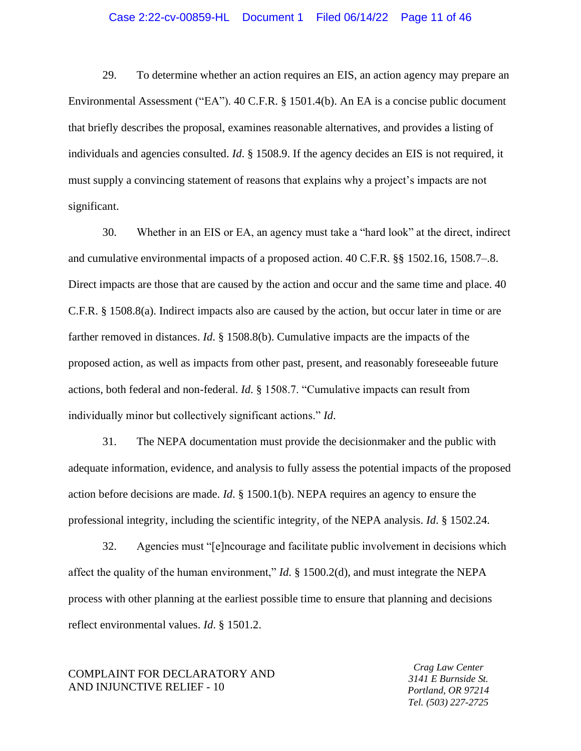29. To determine whether an action requires an EIS, an action agency may prepare an Environmental Assessment ("EA"). 40 C.F.R. § 1501.4(b). An EA is a concise public document that briefly describes the proposal, examines reasonable alternatives, and provides a listing of individuals and agencies consulted. *Id.* § 1508.9. If the agency decides an EIS is not required, it must supply a convincing statement of reasons that explains why a project's impacts are not significant.

30. Whether in an EIS or EA, an agency must take a "hard look" at the direct, indirect and cumulative environmental impacts of a proposed action. 40 C.F.R. §§ 1502.16, 1508.7–.8. Direct impacts are those that are caused by the action and occur and the same time and place. 40 C.F.R. § 1508.8(a). Indirect impacts also are caused by the action, but occur later in time or are farther removed in distances. *Id.* § 1508.8(b). Cumulative impacts are the impacts of the proposed action, as well as impacts from other past, present, and reasonably foreseeable future actions, both federal and non-federal. *Id.* § 1508.7. "Cumulative impacts can result from individually minor but collectively significant actions." *Id.*

31. The NEPA documentation must provide the decisionmaker and the public with adequate information, evidence, and analysis to fully assess the potential impacts of the proposed action before decisions are made. *Id.* § 1500.1(b). NEPA requires an agency to ensure the professional integrity, including the scientific integrity, of the NEPA analysis. *Id.* § 1502.24.

32. Agencies must "[e]ncourage and facilitate public involvement in decisions which affect the quality of the human environment," *Id.* § 1500.2(d), and must integrate the NEPA process with other planning at the earliest possible time to ensure that planning and decisions reflect environmental values. *Id.* § 1501.2.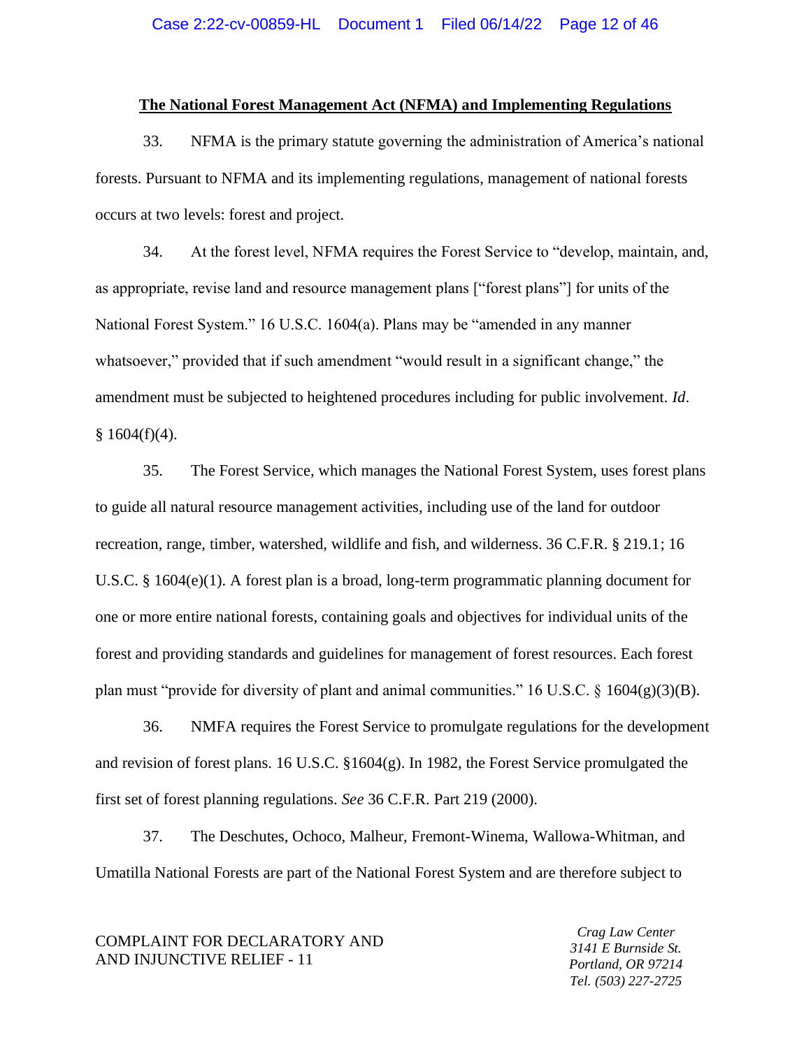**The National Forest Management Act (NFMA) and Implementing Regulations**

33. NFMA is the primary statute governing the administration of America's national forests. Pursuant to NFMA and its implementing regulations, management of national forests occurs at two levels: forest and project.

34. At the forest level, NFMA requires the Forest Service to "develop, maintain, and, as appropriate, revise land and resource management plans ["forest plans"] for units of the National Forest System." 16 U.S.C. 1604(a). Plans may be "amended in any manner whatsoever," provided that if such amendment "would result in a significant change," the amendment must be subjected to heightened procedures including for public involvement. *Id*. § 1604(f)(4).

35. The Forest Service, which manages the National Forest System, uses forest plans to guide all natural resource management activities, including use of the land for outdoor recreation, range, timber, watershed, wildlife and fish, and wilderness. 36 C.F.R. § 219.1; 16 U.S.C. § 1604(e)(1). A forest plan is a broad, long-term programmatic planning document for one or more entire national forests, containing goals and objectives for individual units of the forest and providing standards and guidelines for management of forest resources. Each forest plan must "provide for diversity of plant and animal communities." 16 U.S.C. § 1604(g)(3)(B).

36. NMFA requires the Forest Service to promulgate regulations for the development and revision of forest plans. 16 U.S.C. §1604(g). In 1982, the Forest Service promulgated the first set of forest planning regulations. *See* 36 C.F.R. Part 219 (2000).

37. The Deschutes, Ochoco, Malheur, Fremont-Winema, Wallowa-Whitman, and Umatilla National Forests are part of the National Forest System and are therefore subject to

COMPLAINT FOR DECLARATORY AND AND INJUNCTIVE RELIEF - 11

*Crag Law Center*
*3141 E Burnside St.*
*Portland, OR 97214*
*Tel. (503) 227-2725*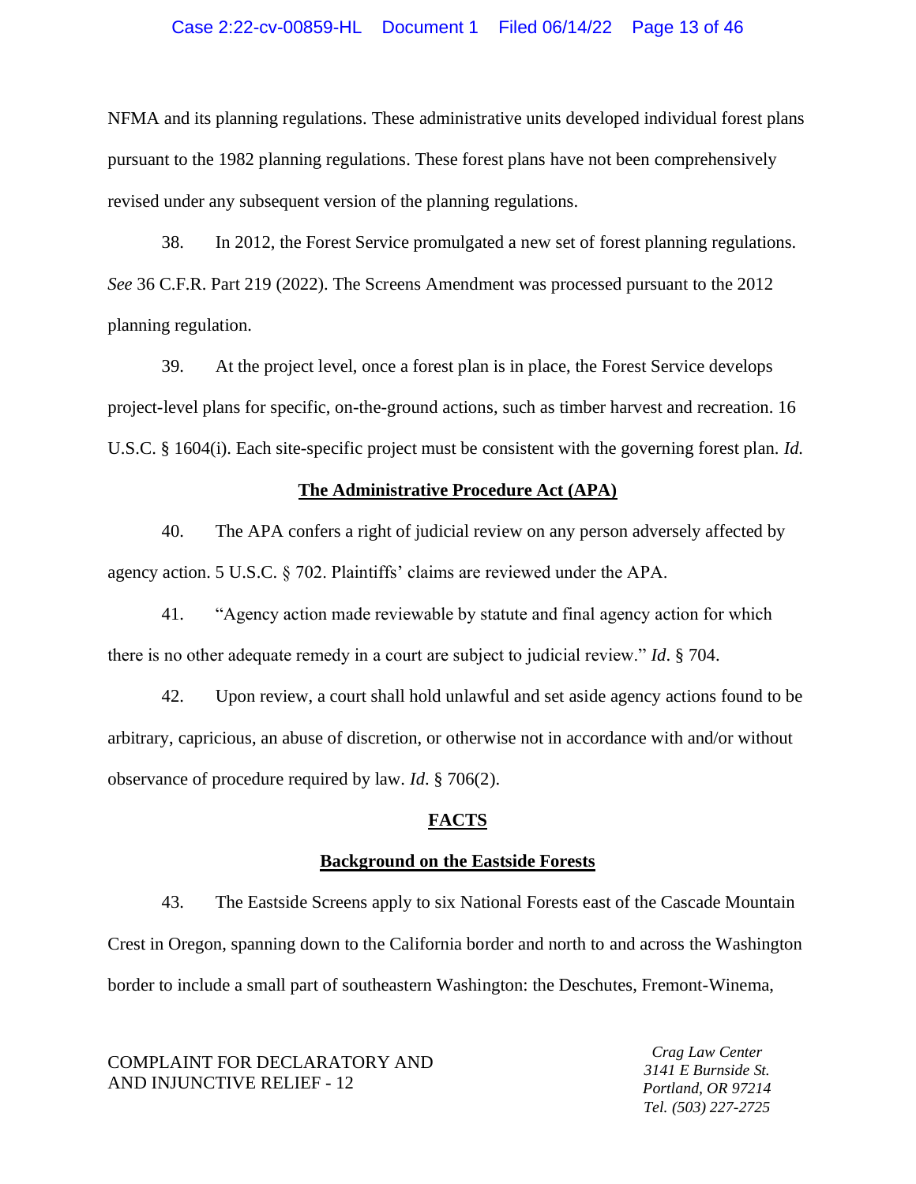NFMA and its planning regulations. These administrative units developed individual forest plans pursuant to the 1982 planning regulations. These forest plans have not been comprehensively revised under any subsequent version of the planning regulations.

38. In 2012, the Forest Service promulgated a new set of forest planning regulations. *See* 36 C.F.R. Part 219 (2022). The Screens Amendment was processed pursuant to the 2012 planning regulation.

39. At the project level, once a forest plan is in place, the Forest Service develops project-level plans for specific, on-the-ground actions, such as timber harvest and recreation. 16 U.S.C. § 1604(i). Each site-specific project must be consistent with the governing forest plan. *Id.*

**The Administrative Procedure Act (APA)**

40. The APA confers a right of judicial review on any person adversely affected by agency action. 5 U.S.C. § 702. Plaintiffs' claims are reviewed under the APA.

41. "Agency action made reviewable by statute and final agency action for which there is no other adequate remedy in a court are subject to judicial review." *Id*. § 704.

42. Upon review, a court shall hold unlawful and set aside agency actions found to be arbitrary, capricious, an abuse of discretion, or otherwise not in accordance with and/or without observance of procedure required by law. *Id*. § 706(2).

**FACTS**

**Background on the Eastside Forests**

43. The Eastside Screens apply to six National Forests east of the Cascade Mountain Crest in Oregon, spanning down to the California border and north to and across the Washington border to include a small part of southeastern Washington: the Deschutes, Fremont-Winema,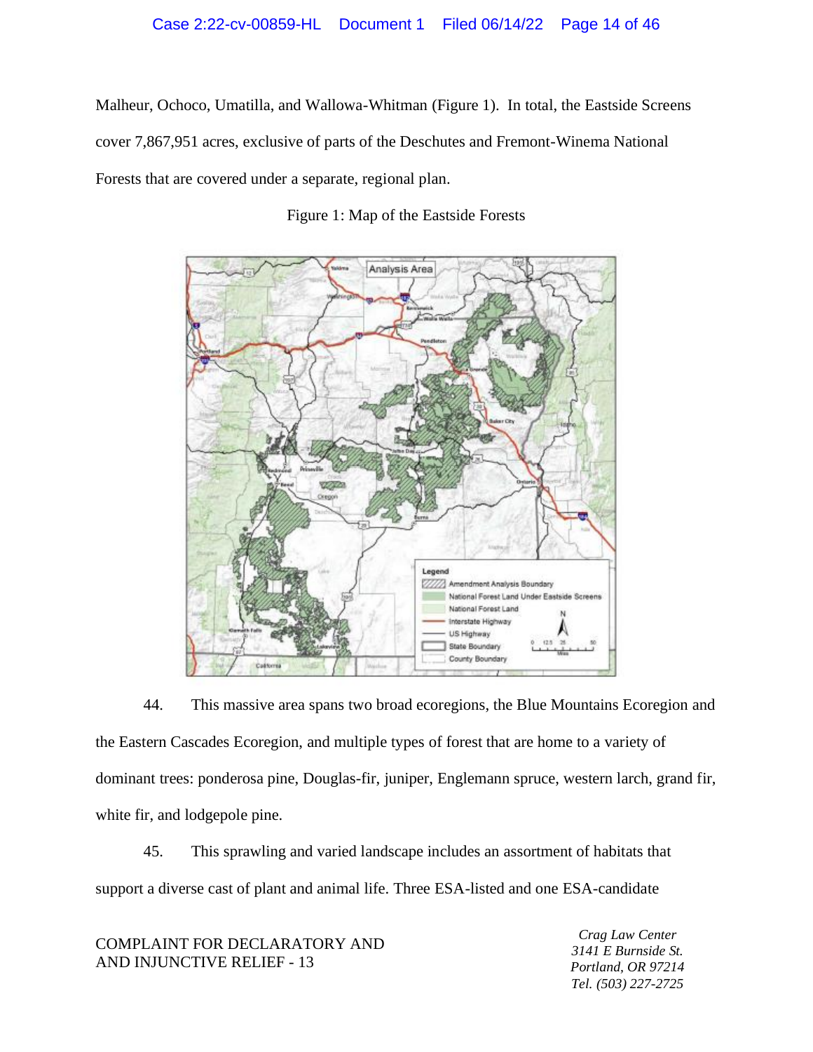Malheur, Ochoco, Umatilla, and Wallowa-Whitman (Figure 1). In total, the Eastside Screens cover 7,867,951 acres, exclusive of parts of the Deschutes and Fremont-Winema National Forests that are covered under a separate, regional plan.

Figure 1: Map of the Eastside Forests

44. This massive area spans two broad ecoregions, the Blue Mountains Ecoregion and the Eastern Cascades Ecoregion, and multiple types of forest that are home to a variety of dominant trees: ponderosa pine, Douglas-fir, juniper, Englemann spruce, western larch, grand fir, white fir, and lodgepole pine.

45. This sprawling and varied landscape includes an assortment of habitats that support a diverse cast of plant and animal life. Three ESA-listed and one ESA-candidate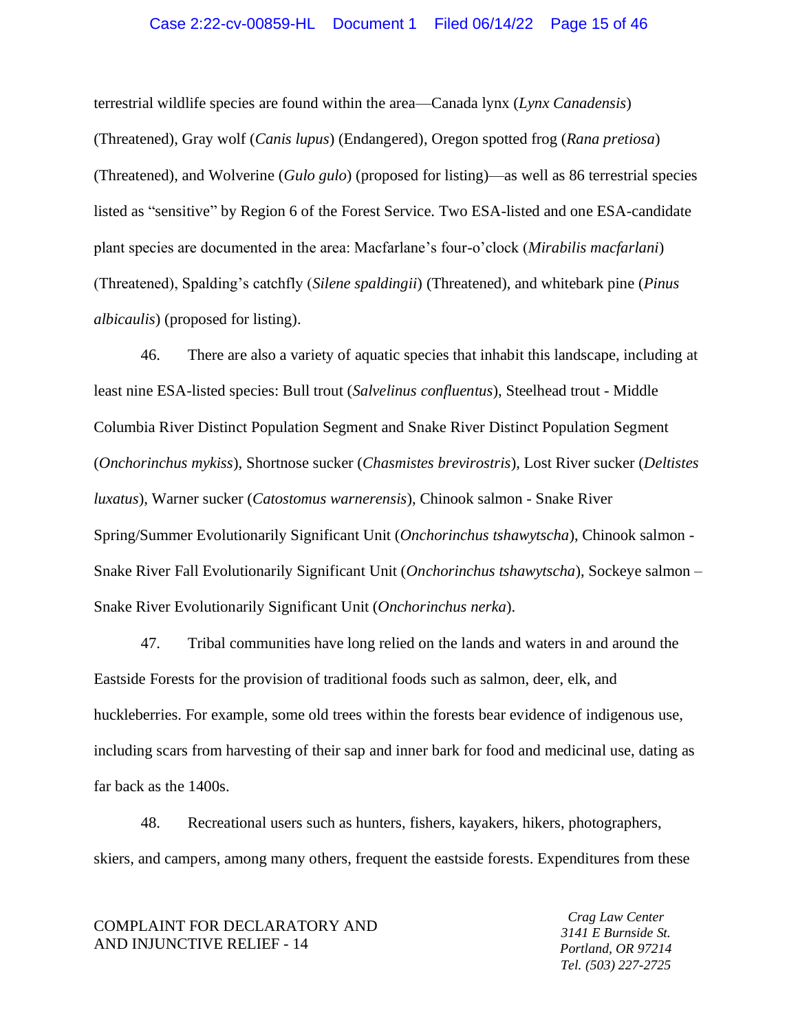terrestrial wildlife species are found within the area—Canada lynx (*Lynx Canadensis*) (Threatened), Gray wolf (*Canis lupus*) (Endangered), Oregon spotted frog (*Rana pretiosa*) (Threatened), and Wolverine (*Gulo gulo*) (proposed for listing)—as well as 86 terrestrial species listed as "sensitive" by Region 6 of the Forest Service. Two ESA-listed and one ESA-candidate plant species are documented in the area: Macfarlane's four-o'clock (*Mirabilis macfarlani*) (Threatened), Spalding's catchfly (*Silene spaldingii*) (Threatened), and whitebark pine (*Pinus albicaulis*) (proposed for listing).

46. There are also a variety of aquatic species that inhabit this landscape, including at least nine ESA-listed species: Bull trout (*Salvelinus confluentus*), Steelhead trout - Middle Columbia River Distinct Population Segment and Snake River Distinct Population Segment (*Onchorinchus mykiss*), Shortnose sucker (*Chasmistes brevirostris*), Lost River sucker (*Deltistes luxatus*), Warner sucker (*Catostomus warnerensis*), Chinook salmon - Snake River Spring/Summer Evolutionarily Significant Unit (*Onchorinchus tshawytscha*), Chinook salmon - Snake River Fall Evolutionarily Significant Unit (*Onchorinchus tshawytscha*), Sockeye salmon – Snake River Evolutionarily Significant Unit (*Onchorinchus nerka*).

47. Tribal communities have long relied on the lands and waters in and around the Eastside Forests for the provision of traditional foods such as salmon, deer, elk, and huckleberries. For example, some old trees within the forests bear evidence of indigenous use, including scars from harvesting of their sap and inner bark for food and medicinal use, dating as far back as the 1400s.

48. Recreational users such as hunters, fishers, kayakers, hikers, photographers, skiers, and campers, among many others, frequent the eastside forests. Expenditures from these

COMPLAINT FOR DECLARATORY AND AND INJUNCTIVE RELIEF - 14

*Crag Law Center*
*3141 E Burnside St.*
*Portland, OR 97214*
*Tel. (503) 227-2725*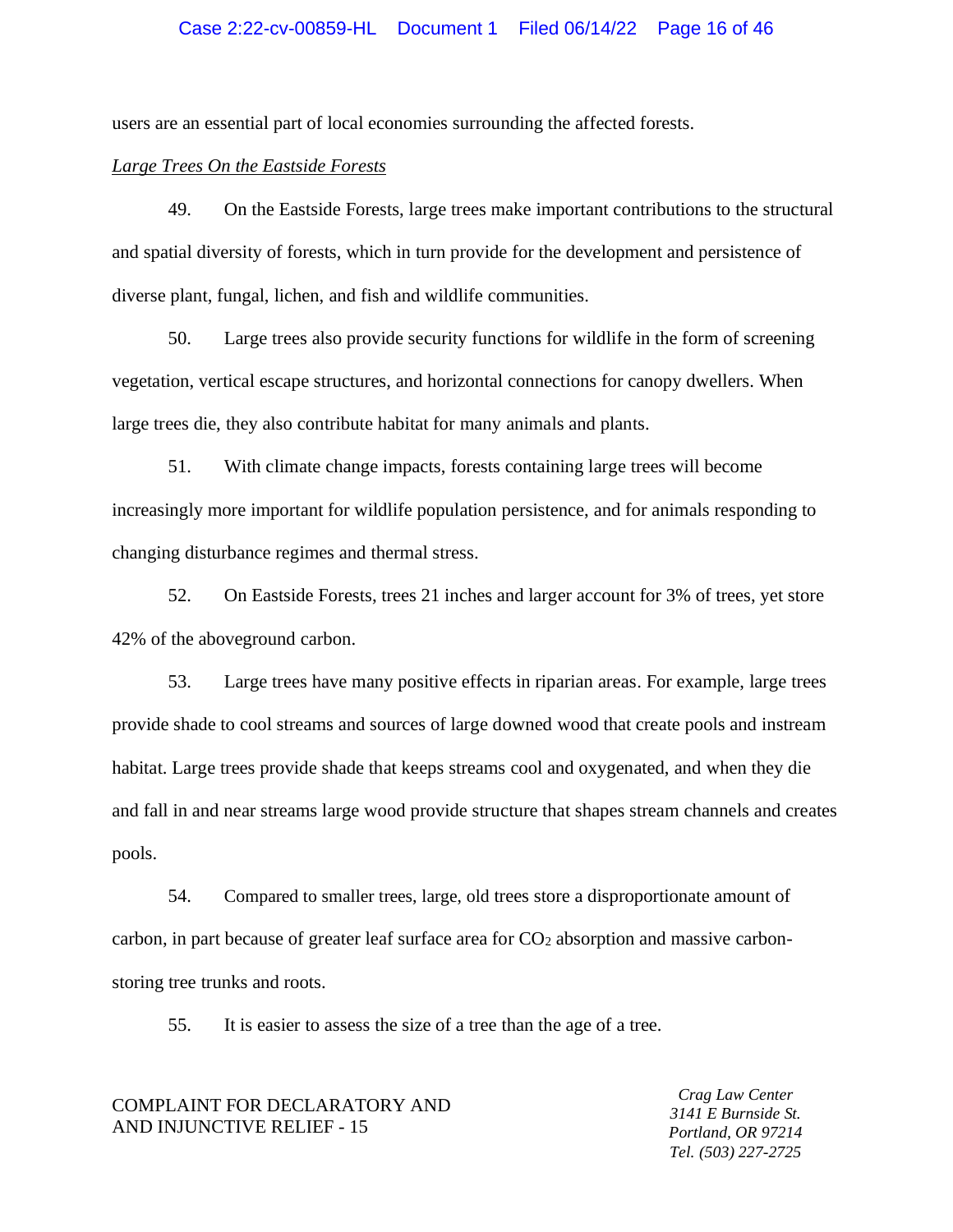users are an essential part of local economies surrounding the affected forests.

*Large Trees On the Eastside Forests*

49. On the Eastside Forests, large trees make important contributions to the structural and spatial diversity of forests, which in turn provide for the development and persistence of diverse plant, fungal, lichen, and fish and wildlife communities.

50. Large trees also provide security functions for wildlife in the form of screening vegetation, vertical escape structures, and horizontal connections for canopy dwellers. When large trees die, they also contribute habitat for many animals and plants.

51. With climate change impacts, forests containing large trees will become increasingly more important for wildlife population persistence, and for animals responding to changing disturbance regimes and thermal stress.

52. On Eastside Forests, trees 21 inches and larger account for 3% of trees, yet store 42% of the aboveground carbon.

53. Large trees have many positive effects in riparian areas. For example, large trees provide shade to cool streams and sources of large downed wood that create pools and instream habitat. Large trees provide shade that keeps streams cool and oxygenated, and when they die and fall in and near streams large wood provide structure that shapes stream channels and creates pools.

54. Compared to smaller trees, large, old trees store a disproportionate amount of carbon, in part because of greater leaf surface area for $CO_2$ absorption and massive carbon-storing tree trunks and roots.

55. It is easier to assess the size of a tree than the age of a tree.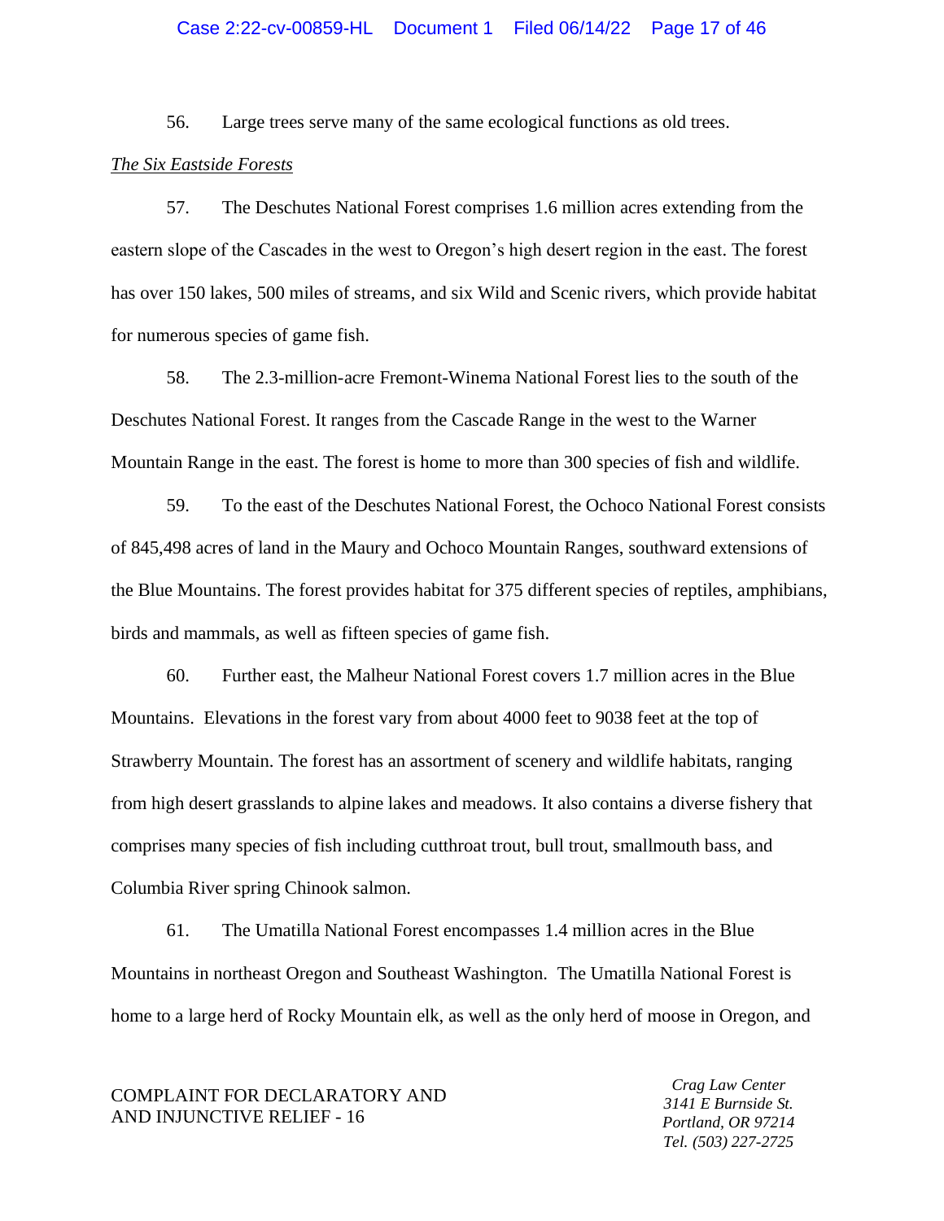56. Large trees serve many of the same ecological functions as old trees.

*The Six Eastside Forests*

57. The Deschutes National Forest comprises 1.6 million acres extending from the eastern slope of the Cascades in the west to Oregon's high desert region in the east. The forest has over 150 lakes, 500 miles of streams, and six Wild and Scenic rivers, which provide habitat for numerous species of game fish.

58. The 2.3-million-acre Fremont-Winema National Forest lies to the south of the Deschutes National Forest. It ranges from the Cascade Range in the west to the Warner Mountain Range in the east. The forest is home to more than 300 species of fish and wildlife.

59. To the east of the Deschutes National Forest, the Ochoco National Forest consists of 845,498 acres of land in the Maury and Ochoco Mountain Ranges, southward extensions of the Blue Mountains. The forest provides habitat for 375 different species of reptiles, amphibians, birds and mammals, as well as fifteen species of game fish.

60. Further east, the Malheur National Forest covers 1.7 million acres in the Blue Mountains. Elevations in the forest vary from about 4000 feet to 9038 feet at the top of Strawberry Mountain. The forest has an assortment of scenery and wildlife habitats, ranging from high desert grasslands to alpine lakes and meadows. It also contains a diverse fishery that comprises many species of fish including cutthroat trout, bull trout, smallmouth bass, and Columbia River spring Chinook salmon.

61. The Umatilla National Forest encompasses 1.4 million acres in the Blue Mountains in northeast Oregon and Southeast Washington. The Umatilla National Forest is home to a large herd of Rocky Mountain elk, as well as the only herd of moose in Oregon, and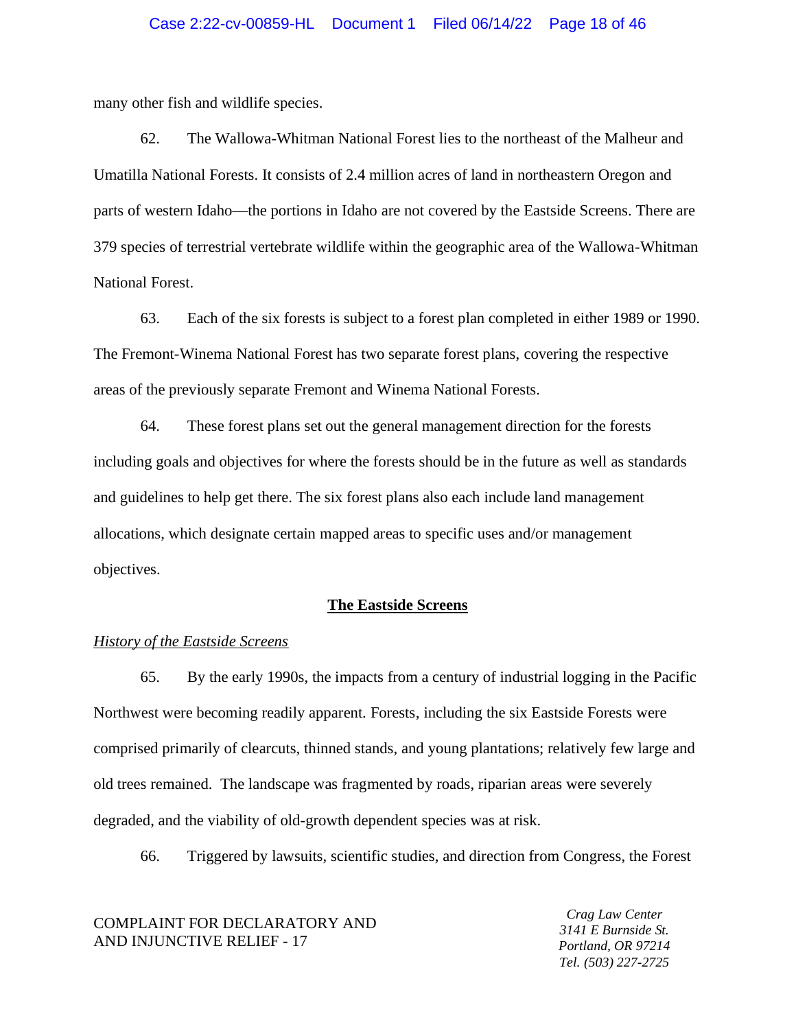many other fish and wildlife species.

62. The Wallowa-Whitman National Forest lies to the northeast of the Malheur and Umatilla National Forests. It consists of 2.4 million acres of land in northeastern Oregon and parts of western Idaho—the portions in Idaho are not covered by the Eastside Screens. There are 379 species of terrestrial vertebrate wildlife within the geographic area of the Wallowa-Whitman National Forest.

63. Each of the six forests is subject to a forest plan completed in either 1989 or 1990. The Fremont-Winema National Forest has two separate forest plans, covering the respective areas of the previously separate Fremont and Winema National Forests.

64. These forest plans set out the general management direction for the forests including goals and objectives for where the forests should be in the future as well as standards and guidelines to help get there. The six forest plans also each include land management allocations, which designate certain mapped areas to specific uses and/or management objectives.

## The Eastside Screens

*History of the Eastside Screens*

65. By the early 1990s, the impacts from a century of industrial logging in the Pacific Northwest were becoming readily apparent. Forests, including the six Eastside Forests were comprised primarily of clearcuts, thinned stands, and young plantations; relatively few large and old trees remained. The landscape was fragmented by roads, riparian areas were severely degraded, and the viability of old-growth dependent species was at risk.

66. Triggered by lawsuits, scientific studies, and direction from Congress, the Forest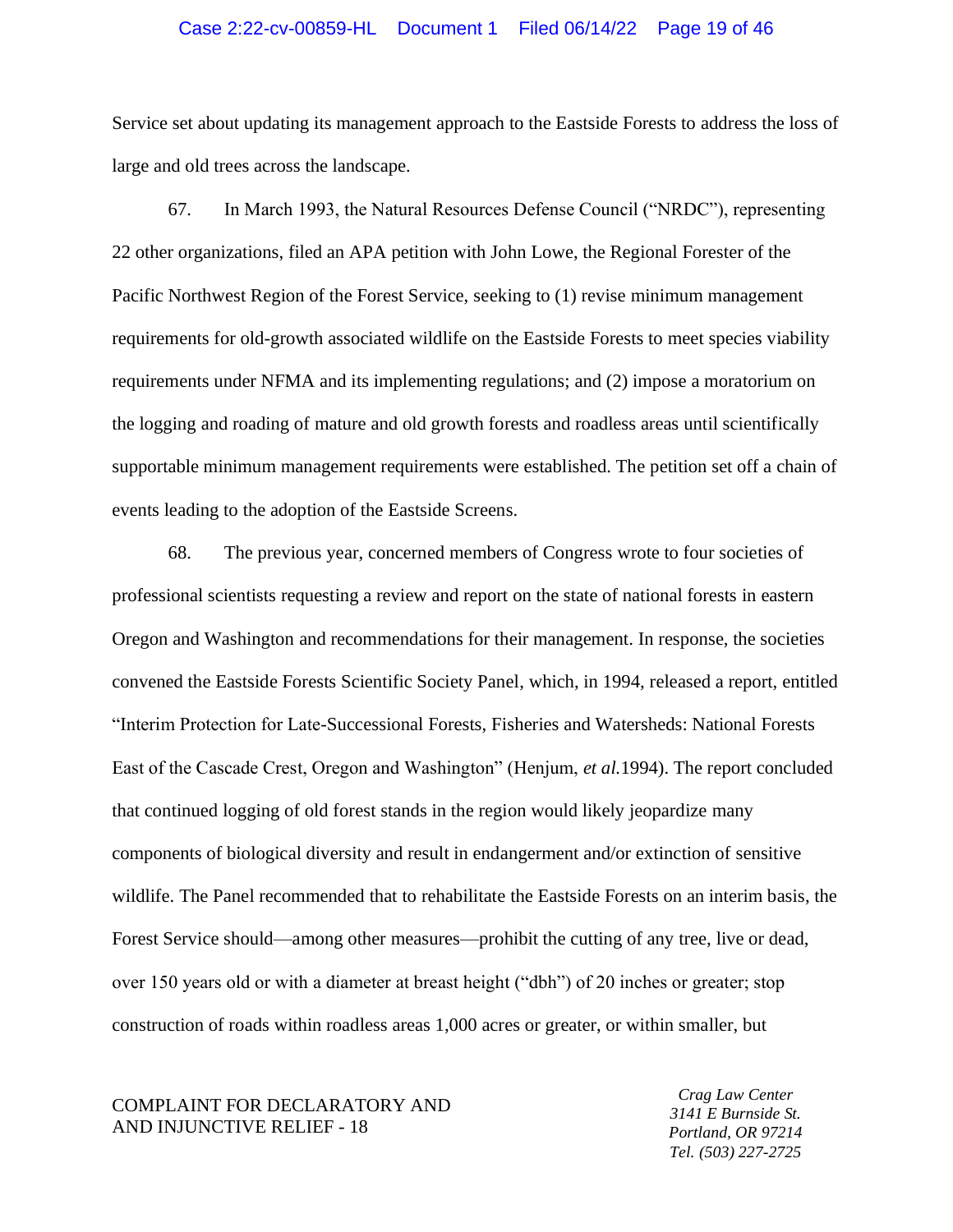Service set about updating its management approach to the Eastside Forests to address the loss of large and old trees across the landscape.

67. In March 1993, the Natural Resources Defense Council ("NRDC"), representing 22 other organizations, filed an APA petition with John Lowe, the Regional Forester of the Pacific Northwest Region of the Forest Service, seeking to (1) revise minimum management requirements for old-growth associated wildlife on the Eastside Forests to meet species viability requirements under NFMA and its implementing regulations; and (2) impose a moratorium on the logging and roading of mature and old growth forests and roadless areas until scientifically supportable minimum management requirements were established. The petition set off a chain of events leading to the adoption of the Eastside Screens.

68. The previous year, concerned members of Congress wrote to four societies of professional scientists requesting a review and report on the state of national forests in eastern Oregon and Washington and recommendations for their management. In response, the societies convened the Eastside Forests Scientific Society Panel, which, in 1994, released a report, entitled "Interim Protection for Late-Successional Forests, Fisheries and Watersheds: National Forests East of the Cascade Crest, Oregon and Washington" (Henjum, *et al.*1994). The report concluded that continued logging of old forest stands in the region would likely jeopardize many components of biological diversity and result in endangerment and/or extinction of sensitive wildlife. The Panel recommended that to rehabilitate the Eastside Forests on an interim basis, the Forest Service should—among other measures—prohibit the cutting of any tree, live or dead, over 150 years old or with a diameter at breast height ("dbh") of 20 inches or greater; stop construction of roads within roadless areas 1,000 acres or greater, or within smaller, but

COMPLAINT FOR DECLARATORY AND AND INJUNCTIVE RELIEF - 18

*Crag Law Center*
*3141 E Burnside St.*
*Portland, OR 97214*
*Tel. (503) 227-2725*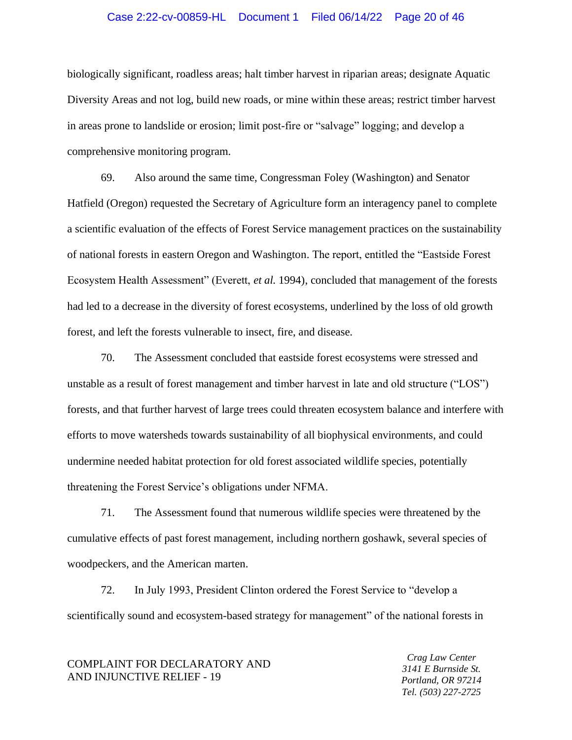biologically significant, roadless areas; halt timber harvest in riparian areas; designate Aquatic Diversity Areas and not log, build new roads, or mine within these areas; restrict timber harvest in areas prone to landslide or erosion; limit post-fire or "salvage" logging; and develop a comprehensive monitoring program.

69. Also around the same time, Congressman Foley (Washington) and Senator Hatfield (Oregon) requested the Secretary of Agriculture form an interagency panel to complete a scientific evaluation of the effects of Forest Service management practices on the sustainability of national forests in eastern Oregon and Washington. The report, entitled the "Eastside Forest Ecosystem Health Assessment" (Everett, *et al.* 1994), concluded that management of the forests had led to a decrease in the diversity of forest ecosystems, underlined by the loss of old growth forest, and left the forests vulnerable to insect, fire, and disease.

70. The Assessment concluded that eastside forest ecosystems were stressed and unstable as a result of forest management and timber harvest in late and old structure ("LOS") forests, and that further harvest of large trees could threaten ecosystem balance and interfere with efforts to move watersheds towards sustainability of all biophysical environments, and could undermine needed habitat protection for old forest associated wildlife species, potentially threatening the Forest Service's obligations under NFMA.

71. The Assessment found that numerous wildlife species were threatened by the cumulative effects of past forest management, including northern goshawk, several species of woodpeckers, and the American marten.

72. In July 1993, President Clinton ordered the Forest Service to "develop a scientifically sound and ecosystem-based strategy for management" of the national forests in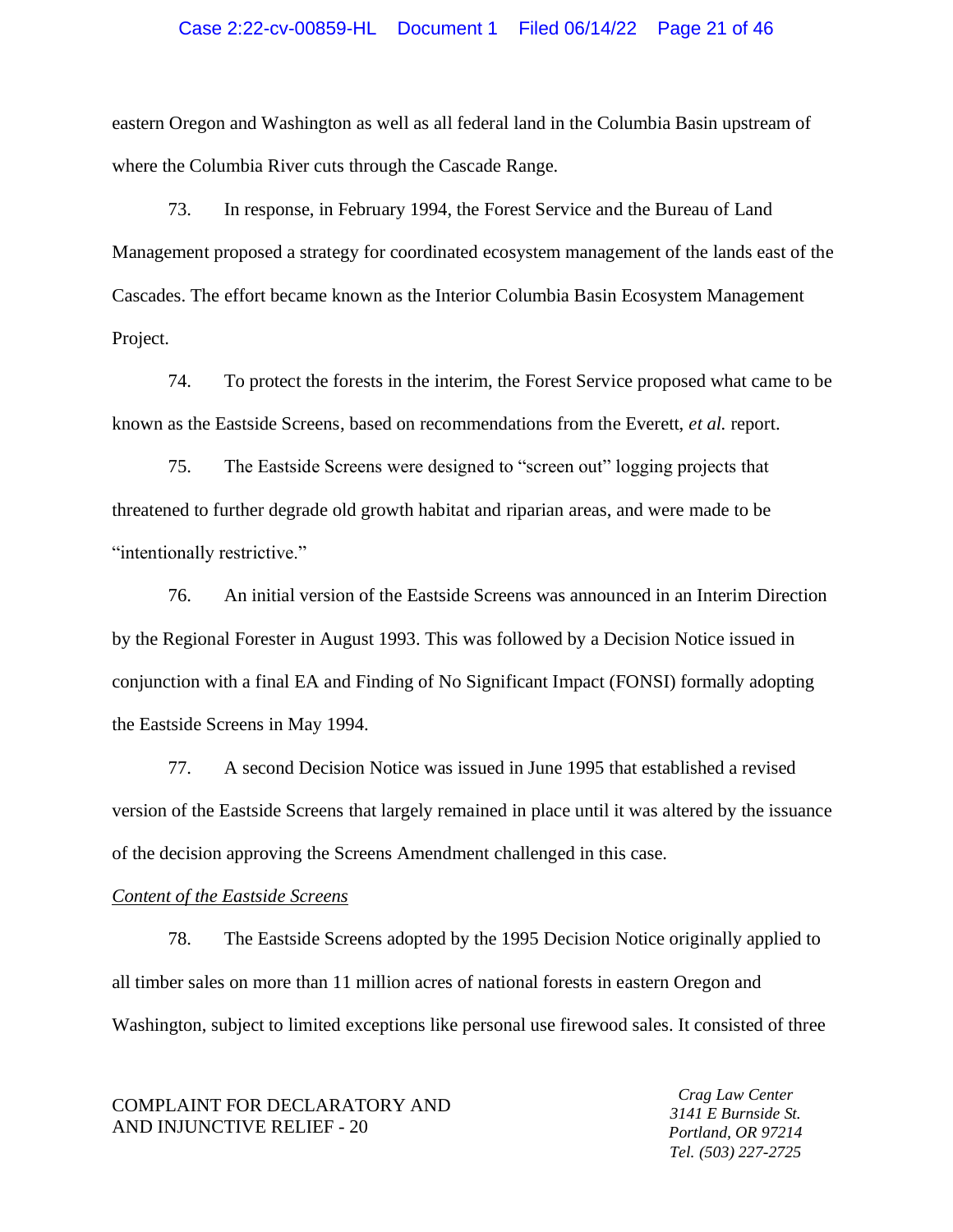eastern Oregon and Washington as well as all federal land in the Columbia Basin upstream of where the Columbia River cuts through the Cascade Range.

73. In response, in February 1994, the Forest Service and the Bureau of Land Management proposed a strategy for coordinated ecosystem management of the lands east of the Cascades. The effort became known as the Interior Columbia Basin Ecosystem Management Project.

74. To protect the forests in the interim, the Forest Service proposed what came to be known as the Eastside Screens, based on recommendations from the Everett, *et al.* report.

75. The Eastside Screens were designed to "screen out" logging projects that threatened to further degrade old growth habitat and riparian areas, and were made to be "intentionally restrictive."

76. An initial version of the Eastside Screens was announced in an Interim Direction by the Regional Forester in August 1993. This was followed by a Decision Notice issued in conjunction with a final EA and Finding of No Significant Impact (FONSI) formally adopting the Eastside Screens in May 1994.

77. A second Decision Notice was issued in June 1995 that established a revised version of the Eastside Screens that largely remained in place until it was altered by the issuance of the decision approving the Screens Amendment challenged in this case.

*Content of the Eastside Screens*

78. The Eastside Screens adopted by the 1995 Decision Notice originally applied to all timber sales on more than 11 million acres of national forests in eastern Oregon and Washington, subject to limited exceptions like personal use firewood sales. It consisted of three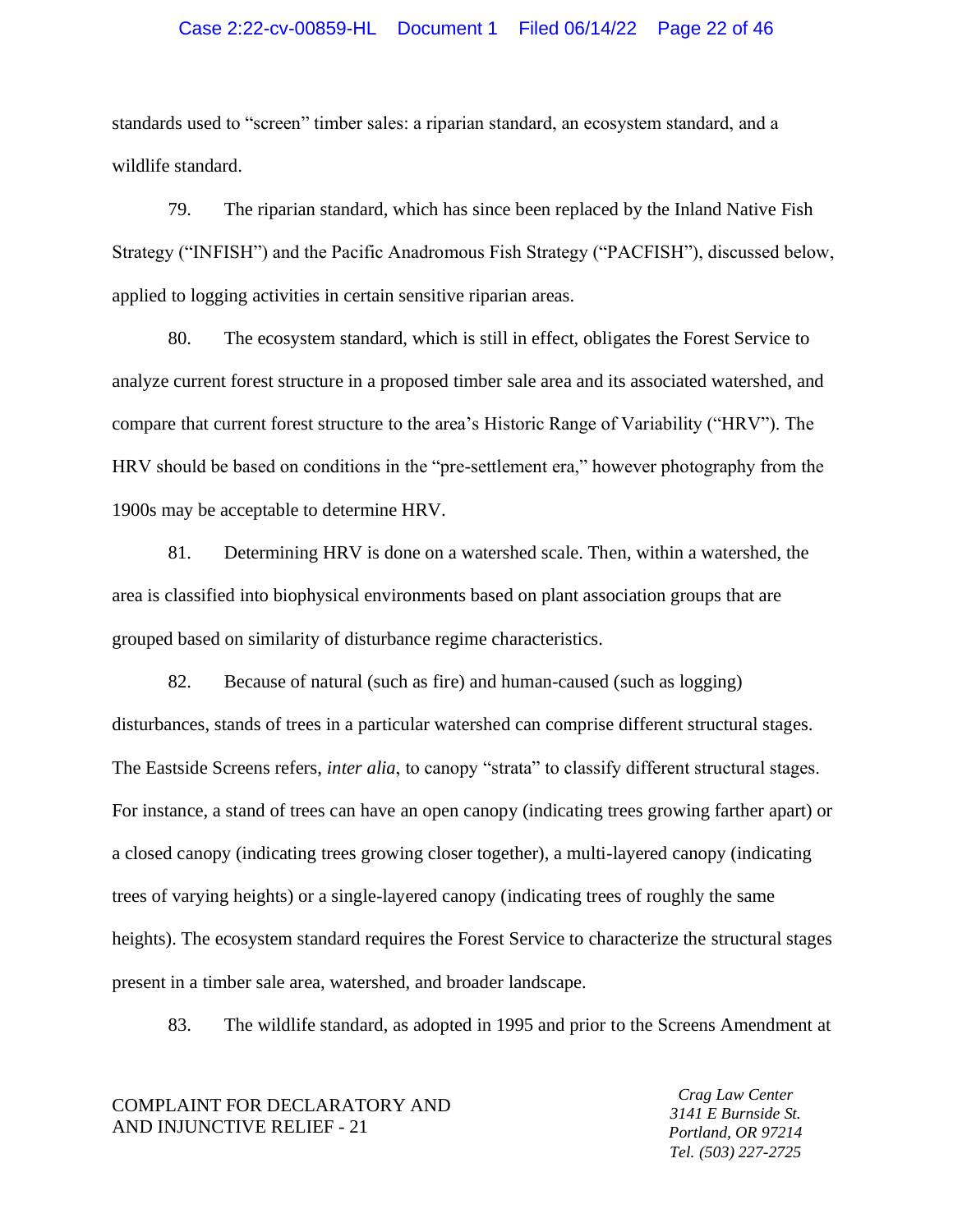standards used to "screen" timber sales: a riparian standard, an ecosystem standard, and a wildlife standard.

79. The riparian standard, which has since been replaced by the Inland Native Fish Strategy ("INFISH") and the Pacific Anadromous Fish Strategy ("PACFISH"), discussed below, applied to logging activities in certain sensitive riparian areas.

80. The ecosystem standard, which is still in effect, obligates the Forest Service to analyze current forest structure in a proposed timber sale area and its associated watershed, and compare that current forest structure to the area's Historic Range of Variability ("HRV"). The HRV should be based on conditions in the "pre-settlement era," however photography from the 1900s may be acceptable to determine HRV.

81. Determining HRV is done on a watershed scale. Then, within a watershed, the area is classified into biophysical environments based on plant association groups that are grouped based on similarity of disturbance regime characteristics.

82. Because of natural (such as fire) and human-caused (such as logging) disturbances, stands of trees in a particular watershed can comprise different structural stages. The Eastside Screens refers, *inter alia*, to canopy "strata" to classify different structural stages. For instance, a stand of trees can have an open canopy (indicating trees growing farther apart) or a closed canopy (indicating trees growing closer together), a multi-layered canopy (indicating trees of varying heights) or a single-layered canopy (indicating trees of roughly the same heights). The ecosystem standard requires the Forest Service to characterize the structural stages present in a timber sale area, watershed, and broader landscape.

83. The wildlife standard, as adopted in 1995 and prior to the Screens Amendment at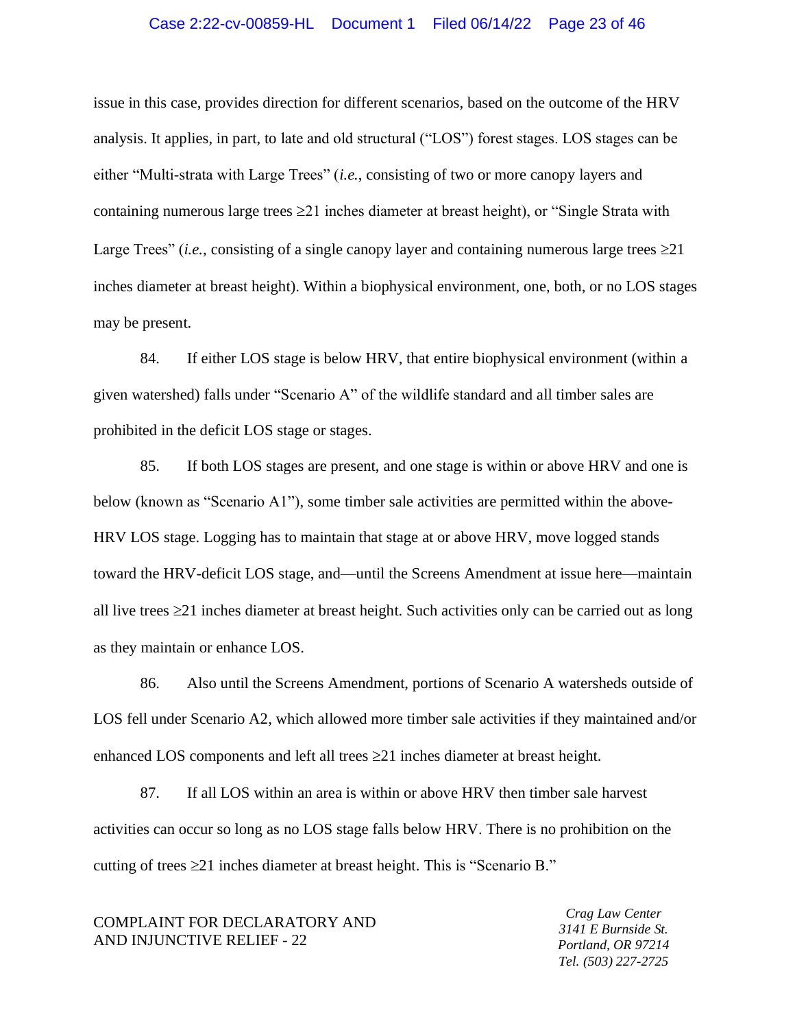issue in this case, provides direction for different scenarios, based on the outcome of the HRV analysis. It applies, in part, to late and old structural ("LOS") forest stages. LOS stages can be either "Multi-strata with Large Trees" (*i.e.*, consisting of two or more canopy layers and containing numerous large trees ≥21 inches diameter at breast height), or "Single Strata with Large Trees" (*i.e.*, consisting of a single canopy layer and containing numerous large trees ≥21 inches diameter at breast height). Within a biophysical environment, one, both, or no LOS stages may be present.

84. If either LOS stage is below HRV, that entire biophysical environment (within a given watershed) falls under "Scenario A" of the wildlife standard and all timber sales are prohibited in the deficit LOS stage or stages.

85. If both LOS stages are present, and one stage is within or above HRV and one is below (known as "Scenario A1"), some timber sale activities are permitted within the above-HRV LOS stage. Logging has to maintain that stage at or above HRV, move logged stands toward the HRV-deficit LOS stage, and—until the Screens Amendment at issue here—maintain all live trees ≥21 inches diameter at breast height. Such activities only can be carried out as long as they maintain or enhance LOS.

86. Also until the Screens Amendment, portions of Scenario A watersheds outside of LOS fell under Scenario A2, which allowed more timber sale activities if they maintained and/or enhanced LOS components and left all trees ≥21 inches diameter at breast height.

87. If all LOS within an area is within or above HRV then timber sale harvest activities can occur so long as no LOS stage falls below HRV. There is no prohibition on the cutting of trees ≥21 inches diameter at breast height. This is "Scenario B."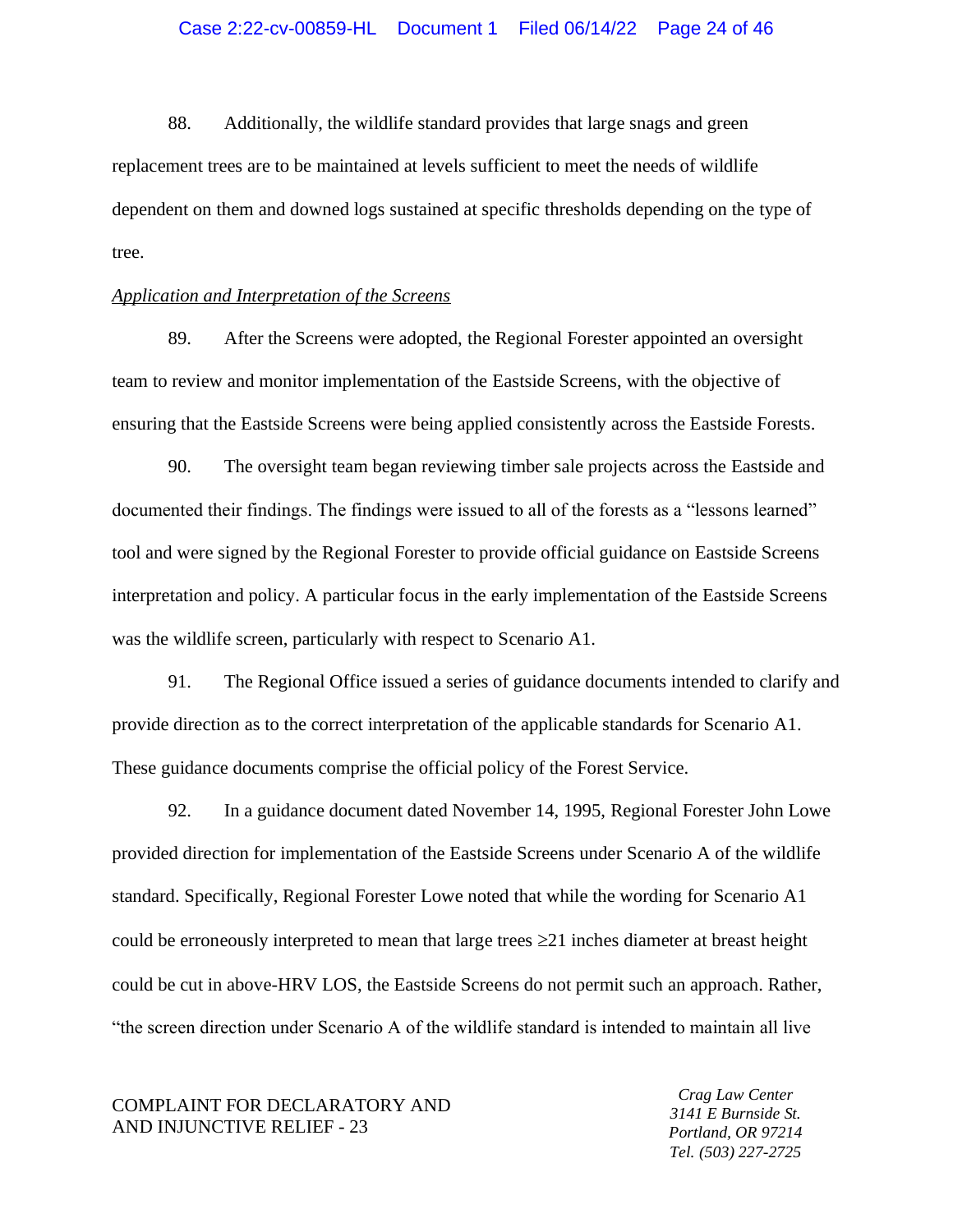88. Additionally, the wildlife standard provides that large snags and green replacement trees are to be maintained at levels sufficient to meet the needs of wildlife dependent on them and downed logs sustained at specific thresholds depending on the type of tree.

*Application and Interpretation of the Screens*

89. After the Screens were adopted, the Regional Forester appointed an oversight team to review and monitor implementation of the Eastside Screens, with the objective of ensuring that the Eastside Screens were being applied consistently across the Eastside Forests.

90. The oversight team began reviewing timber sale projects across the Eastside and documented their findings. The findings were issued to all of the forests as a "lessons learned" tool and were signed by the Regional Forester to provide official guidance on Eastside Screens interpretation and policy. A particular focus in the early implementation of the Eastside Screens was the wildlife screen, particularly with respect to Scenario A1.

91. The Regional Office issued a series of guidance documents intended to clarify and provide direction as to the correct interpretation of the applicable standards for Scenario A1. These guidance documents comprise the official policy of the Forest Service.

92. In a guidance document dated November 14, 1995, Regional Forester John Lowe provided direction for implementation of the Eastside Screens under Scenario A of the wildlife standard. Specifically, Regional Forester Lowe noted that while the wording for Scenario A1 could be erroneously interpreted to mean that large trees ≥21 inches diameter at breast height could be cut in above-HRV LOS, the Eastside Screens do not permit such an approach. Rather, "the screen direction under Scenario A of the wildlife standard is intended to maintain all live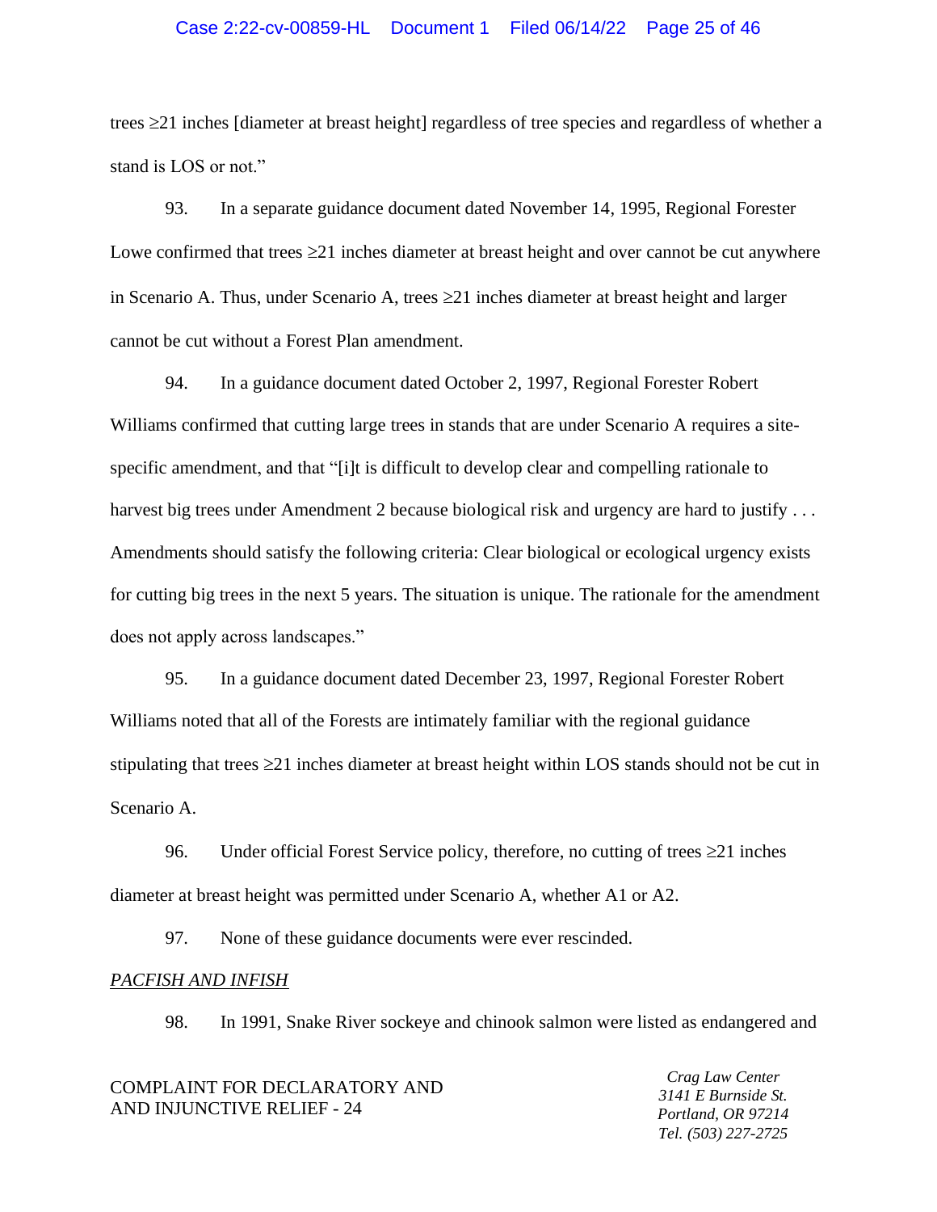trees ≥21 inches [diameter at breast height] regardless of tree species and regardless of whether a stand is LOS or not."

93. In a separate guidance document dated November 14, 1995, Regional Forester Lowe confirmed that trees ≥21 inches diameter at breast height and over cannot be cut anywhere in Scenario A. Thus, under Scenario A, trees ≥21 inches diameter at breast height and larger cannot be cut without a Forest Plan amendment.

94. In a guidance document dated October 2, 1997, Regional Forester Robert Williams confirmed that cutting large trees in stands that are under Scenario A requires a site-specific amendment, and that "[i]t is difficult to develop clear and compelling rationale to harvest big trees under Amendment 2 because biological risk and urgency are hard to justify . . . Amendments should satisfy the following criteria: Clear biological or ecological urgency exists for cutting big trees in the next 5 years. The situation is unique. The rationale for the amendment does not apply across landscapes."

95. In a guidance document dated December 23, 1997, Regional Forester Robert Williams noted that all of the Forests are intimately familiar with the regional guidance stipulating that trees ≥21 inches diameter at breast height within LOS stands should not be cut in Scenario A.

96. Under official Forest Service policy, therefore, no cutting of trees ≥21 inches diameter at breast height was permitted under Scenario A, whether A1 or A2.

97. None of these guidance documents were ever rescinded.

*<u>PACFISH AND INFISH</u>*

98. In 1991, Snake River sockeye and chinook salmon were listed as endangered and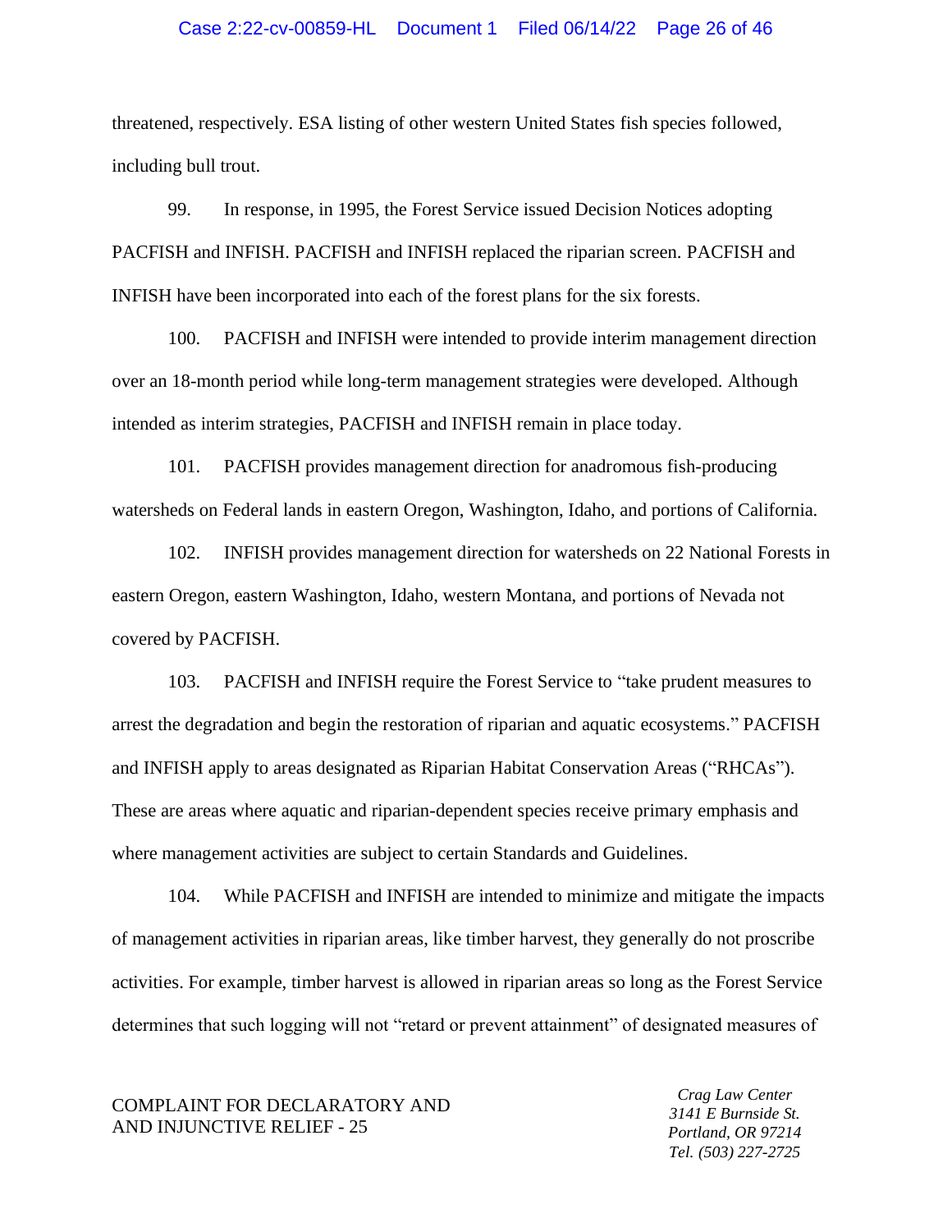threatened, respectively. ESA listing of other western United States fish species followed, including bull trout.

99. In response, in 1995, the Forest Service issued Decision Notices adopting PACFISH and INFISH. PACFISH and INFISH replaced the riparian screen. PACFISH and INFISH have been incorporated into each of the forest plans for the six forests.

100. PACFISH and INFISH were intended to provide interim management direction over an 18-month period while long-term management strategies were developed. Although intended as interim strategies, PACFISH and INFISH remain in place today.

101. PACFISH provides management direction for anadromous fish-producing watersheds on Federal lands in eastern Oregon, Washington, Idaho, and portions of California.

102. INFISH provides management direction for watersheds on 22 National Forests in eastern Oregon, eastern Washington, Idaho, western Montana, and portions of Nevada not covered by PACFISH.

103. PACFISH and INFISH require the Forest Service to "take prudent measures to arrest the degradation and begin the restoration of riparian and aquatic ecosystems." PACFISH and INFISH apply to areas designated as Riparian Habitat Conservation Areas ("RHCAs"). These are areas where aquatic and riparian-dependent species receive primary emphasis and where management activities are subject to certain Standards and Guidelines.

104. While PACFISH and INFISH are intended to minimize and mitigate the impacts of management activities in riparian areas, like timber harvest, they generally do not proscribe activities. For example, timber harvest is allowed in riparian areas so long as the Forest Service determines that such logging will not "retard or prevent attainment" of designated measures of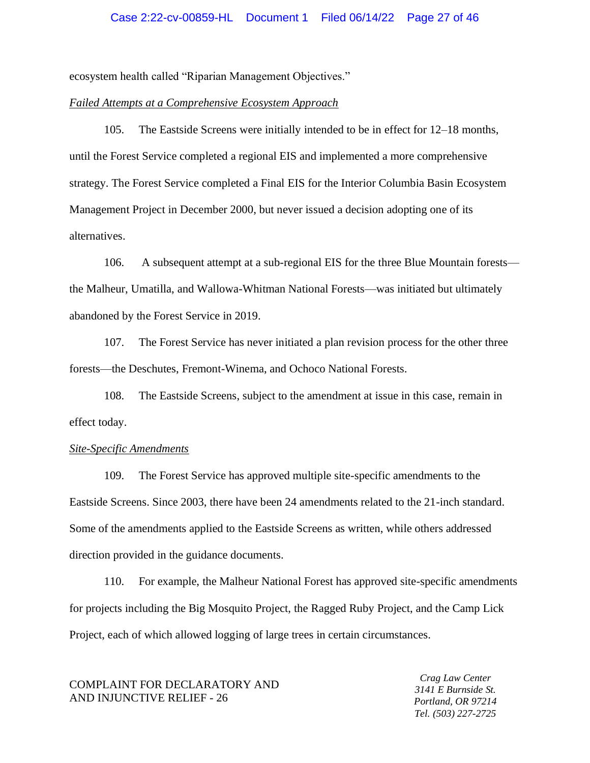ecosystem health called "Riparian Management Objectives."

*Failed Attempts at a Comprehensive Ecosystem Approach*

105. The Eastside Screens were initially intended to be in effect for 12–18 months, until the Forest Service completed a regional EIS and implemented a more comprehensive strategy. The Forest Service completed a Final EIS for the Interior Columbia Basin Ecosystem Management Project in December 2000, but never issued a decision adopting one of its alternatives.

106. A subsequent attempt at a sub-regional EIS for the three Blue Mountain forests—the Malheur, Umatilla, and Wallowa-Whitman National Forests—was initiated but ultimately abandoned by the Forest Service in 2019.

107. The Forest Service has never initiated a plan revision process for the other three forests—the Deschutes, Fremont-Winema, and Ochoco National Forests.

108. The Eastside Screens, subject to the amendment at issue in this case, remain in effect today.

*Site-Specific Amendments*

109. The Forest Service has approved multiple site-specific amendments to the Eastside Screens. Since 2003, there have been 24 amendments related to the 21-inch standard. Some of the amendments applied to the Eastside Screens as written, while others addressed direction provided in the guidance documents.

110. For example, the Malheur National Forest has approved site-specific amendments for projects including the Big Mosquito Project, the Ragged Ruby Project, and the Camp Lick Project, each of which allowed logging of large trees in certain circumstances.

COMPLAINT FOR DECLARATORY AND AND INJUNCTIVE RELIEF - 26

*Crag Law Center*
*3141 E Burnside St.*
*Portland, OR 97214*
*Tel. (503) 227-2725*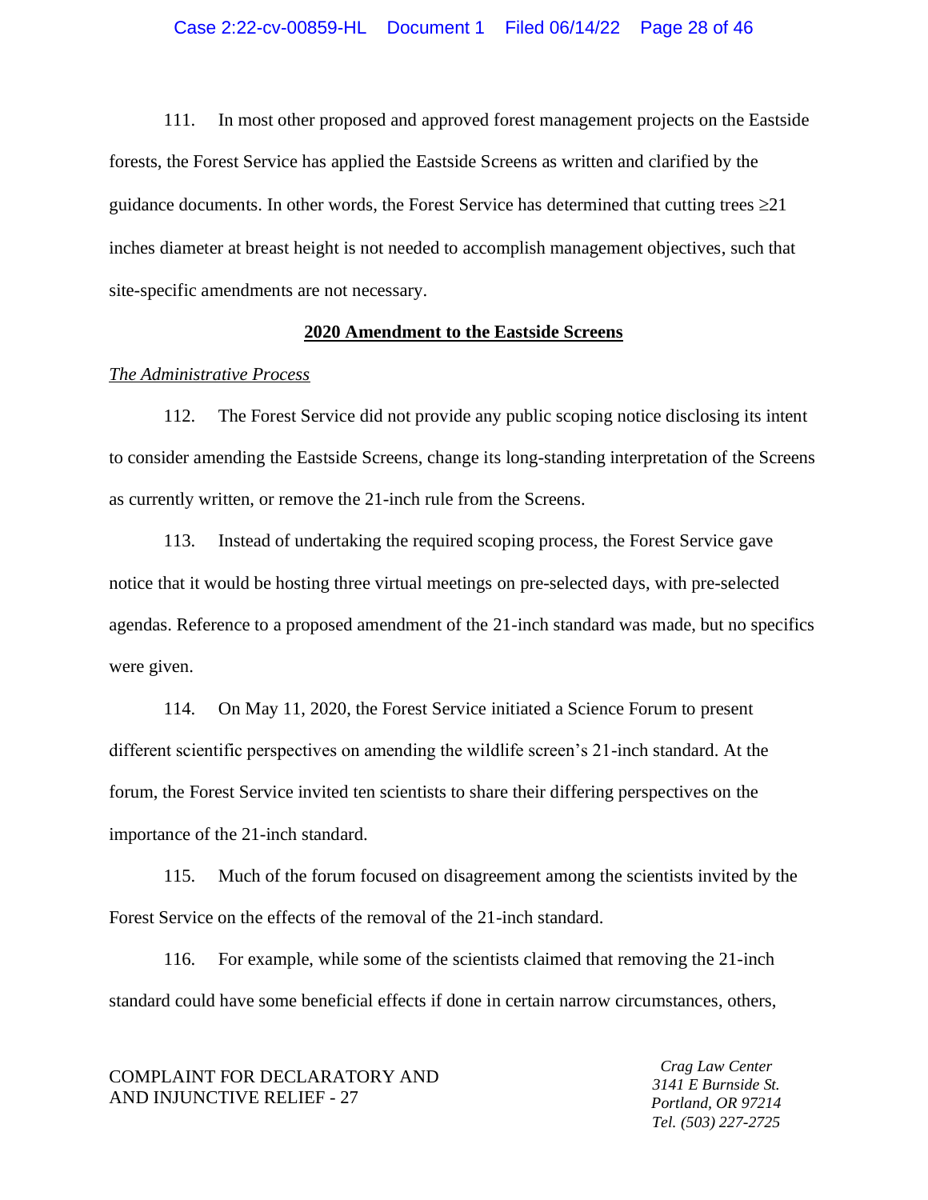111. In most other proposed and approved forest management projects on the Eastside forests, the Forest Service has applied the Eastside Screens as written and clarified by the guidance documents. In other words, the Forest Service has determined that cutting trees ≥21 inches diameter at breast height is not needed to accomplish management objectives, such that site-specific amendments are not necessary.

## **2020 Amendment to the Eastside Screens**

*The Administrative Process*

112. The Forest Service did not provide any public scoping notice disclosing its intent to consider amending the Eastside Screens, change its long-standing interpretation of the Screens as currently written, or remove the 21-inch rule from the Screens.

113. Instead of undertaking the required scoping process, the Forest Service gave notice that it would be hosting three virtual meetings on pre-selected days, with pre-selected agendas. Reference to a proposed amendment of the 21-inch standard was made, but no specifics were given.

114. On May 11, 2020, the Forest Service initiated a Science Forum to present different scientific perspectives on amending the wildlife screen's 21-inch standard. At the forum, the Forest Service invited ten scientists to share their differing perspectives on the importance of the 21-inch standard.

115. Much of the forum focused on disagreement among the scientists invited by the Forest Service on the effects of the removal of the 21-inch standard.

116. For example, while some of the scientists claimed that removing the 21-inch standard could have some beneficial effects if done in certain narrow circumstances, others,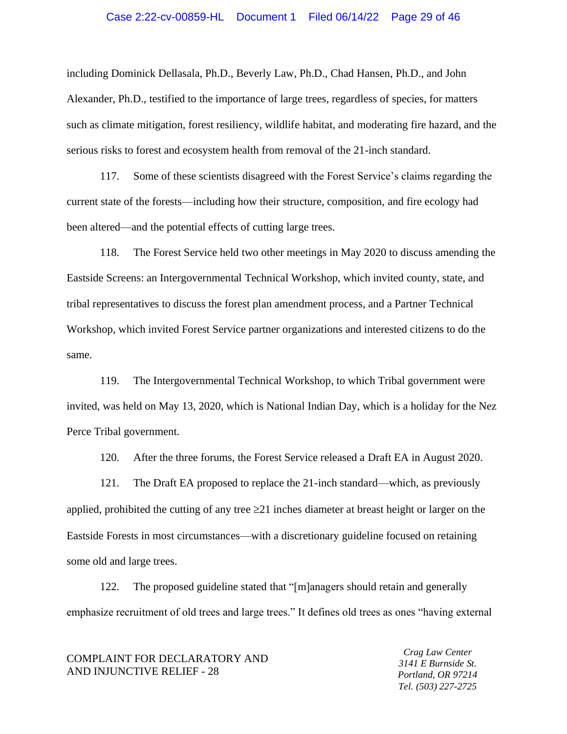including Dominick Dellasala, Ph.D., Beverly Law, Ph.D., Chad Hansen, Ph.D., and John Alexander, Ph.D., testified to the importance of large trees, regardless of species, for matters such as climate mitigation, forest resiliency, wildlife habitat, and moderating fire hazard, and the serious risks to forest and ecosystem health from removal of the 21-inch standard.

117. Some of these scientists disagreed with the Forest Service's claims regarding the current state of the forests—including how their structure, composition, and fire ecology had been altered—and the potential effects of cutting large trees.

118. The Forest Service held two other meetings in May 2020 to discuss amending the Eastside Screens: an Intergovernmental Technical Workshop, which invited county, state, and tribal representatives to discuss the forest plan amendment process, and a Partner Technical Workshop, which invited Forest Service partner organizations and interested citizens to do the same.

119. The Intergovernmental Technical Workshop, to which Tribal government were invited, was held on May 13, 2020, which is National Indian Day, which is a holiday for the Nez Perce Tribal government.

120. After the three forums, the Forest Service released a Draft EA in August 2020.

121. The Draft EA proposed to replace the 21-inch standard—which, as previously applied, prohibited the cutting of any tree ≥21 inches diameter at breast height or larger on the Eastside Forests in most circumstances—with a discretionary guideline focused on retaining some old and large trees.

122. The proposed guideline stated that "[m]anagers should retain and generally emphasize recruitment of old trees and large trees." It defines old trees as ones "having external

COMPLAINT FOR DECLARATORY AND AND INJUNCTIVE RELIEF - 28

*Crag Law Center*
*3141 E Burnside St.*
*Portland, OR 97214*
*Tel. (503) 227-2725*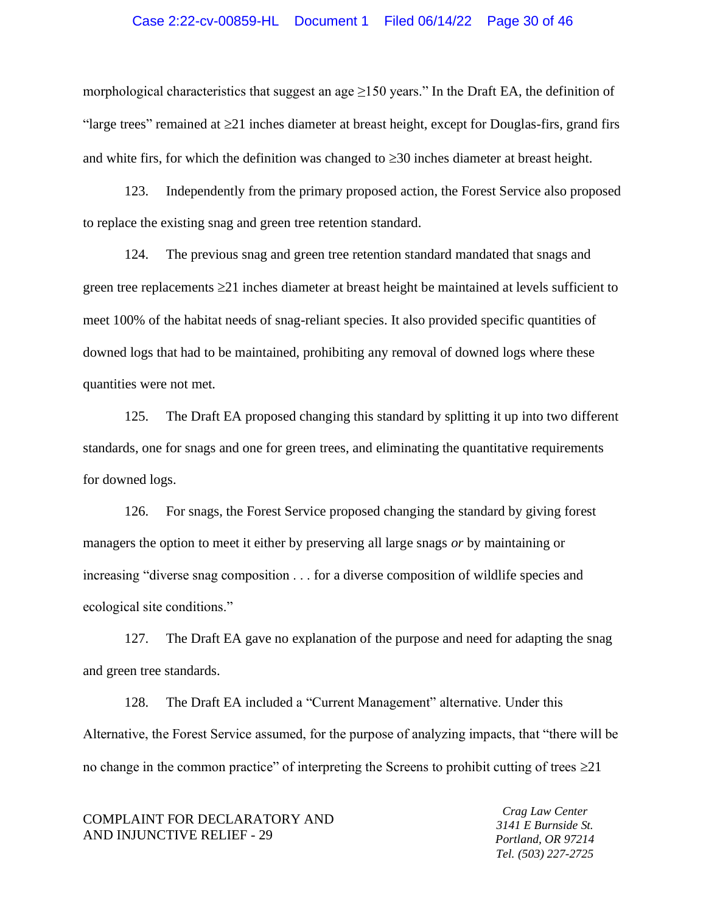morphological characteristics that suggest an age ≥150 years." In the Draft EA, the definition of "large trees" remained at ≥21 inches diameter at breast height, except for Douglas-firs, grand firs and white firs, for which the definition was changed to ≥30 inches diameter at breast height.

123. Independently from the primary proposed action, the Forest Service also proposed to replace the existing snag and green tree retention standard.

124. The previous snag and green tree retention standard mandated that snags and green tree replacements ≥21 inches diameter at breast height be maintained at levels sufficient to meet 100% of the habitat needs of snag-reliant species. It also provided specific quantities of downed logs that had to be maintained, prohibiting any removal of downed logs where these quantities were not met.

125. The Draft EA proposed changing this standard by splitting it up into two different standards, one for snags and one for green trees, and eliminating the quantitative requirements for downed logs.

126. For snags, the Forest Service proposed changing the standard by giving forest managers the option to meet it either by preserving all large snags *or* by maintaining or increasing "diverse snag composition . . . for a diverse composition of wildlife species and ecological site conditions."

127. The Draft EA gave no explanation of the purpose and need for adapting the snag and green tree standards.

128. The Draft EA included a "Current Management" alternative. Under this Alternative, the Forest Service assumed, for the purpose of analyzing impacts, that "there will be no change in the common practice" of interpreting the Screens to prohibit cutting of trees ≥21

COMPLAINT FOR DECLARATORY AND AND INJUNCTIVE RELIEF - 29

*Crag Law Center*
*3141 E Burnside St.*
*Portland, OR 97214*
*Tel. (503) 227-2725*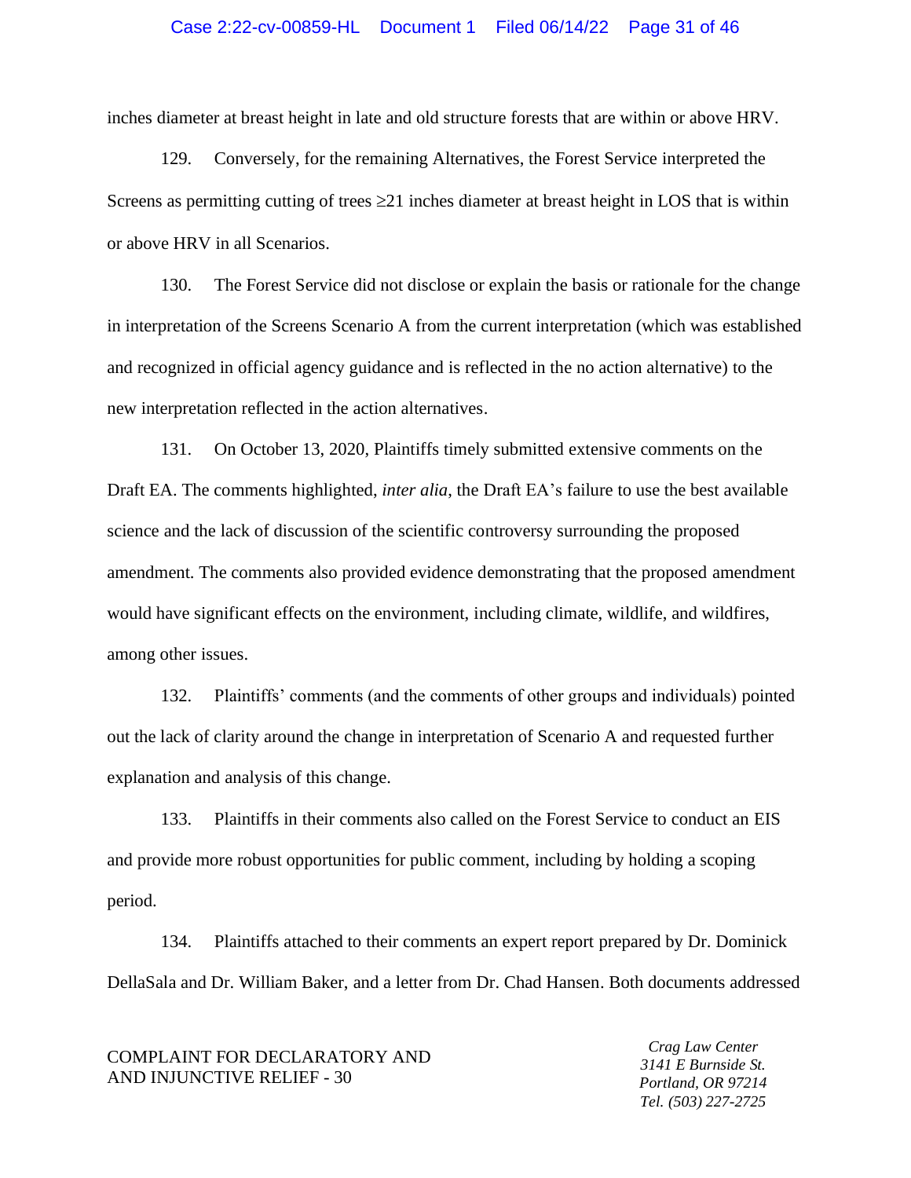inches diameter at breast height in late and old structure forests that are within or above HRV.

129. Conversely, for the remaining Alternatives, the Forest Service interpreted the Screens as permitting cutting of trees ≥21 inches diameter at breast height in LOS that is within or above HRV in all Scenarios.

130. The Forest Service did not disclose or explain the basis or rationale for the change in interpretation of the Screens Scenario A from the current interpretation (which was established and recognized in official agency guidance and is reflected in the no action alternative) to the new interpretation reflected in the action alternatives.

131. On October 13, 2020, Plaintiffs timely submitted extensive comments on the Draft EA. The comments highlighted, *inter alia*, the Draft EA's failure to use the best available science and the lack of discussion of the scientific controversy surrounding the proposed amendment. The comments also provided evidence demonstrating that the proposed amendment would have significant effects on the environment, including climate, wildlife, and wildfires, among other issues.

132. Plaintiffs' comments (and the comments of other groups and individuals) pointed out the lack of clarity around the change in interpretation of Scenario A and requested further explanation and analysis of this change.

133. Plaintiffs in their comments also called on the Forest Service to conduct an EIS and provide more robust opportunities for public comment, including by holding a scoping period.

134. Plaintiffs attached to their comments an expert report prepared by Dr. Dominick DellaSala and Dr. William Baker, and a letter from Dr. Chad Hansen. Both documents addressed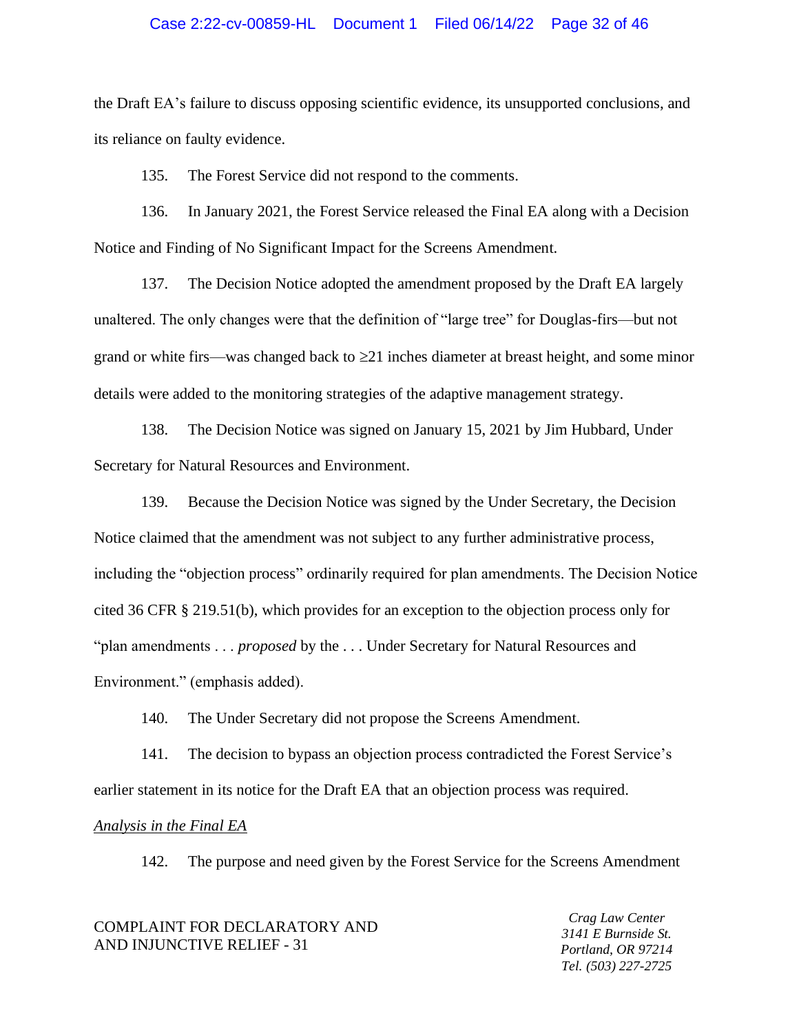the Draft EA's failure to discuss opposing scientific evidence, its unsupported conclusions, and its reliance on faulty evidence.

135. The Forest Service did not respond to the comments.

136. In January 2021, the Forest Service released the Final EA along with a Decision Notice and Finding of No Significant Impact for the Screens Amendment.

137. The Decision Notice adopted the amendment proposed by the Draft EA largely unaltered. The only changes were that the definition of "large tree" for Douglas-firs—but not grand or white firs—was changed back to ≥21 inches diameter at breast height, and some minor details were added to the monitoring strategies of the adaptive management strategy.

138. The Decision Notice was signed on January 15, 2021 by Jim Hubbard, Under Secretary for Natural Resources and Environment.

139. Because the Decision Notice was signed by the Under Secretary, the Decision Notice claimed that the amendment was not subject to any further administrative process, including the "objection process" ordinarily required for plan amendments. The Decision Notice cited 36 CFR § 219.51(b), which provides for an exception to the objection process only for "plan amendments . . . *proposed* by the . . . Under Secretary for Natural Resources and Environment." (emphasis added).

140. The Under Secretary did not propose the Screens Amendment.

141. The decision to bypass an objection process contradicted the Forest Service's earlier statement in its notice for the Draft EA that an objection process was required.

*Analysis in the Final EA*

142. The purpose and need given by the Forest Service for the Screens Amendment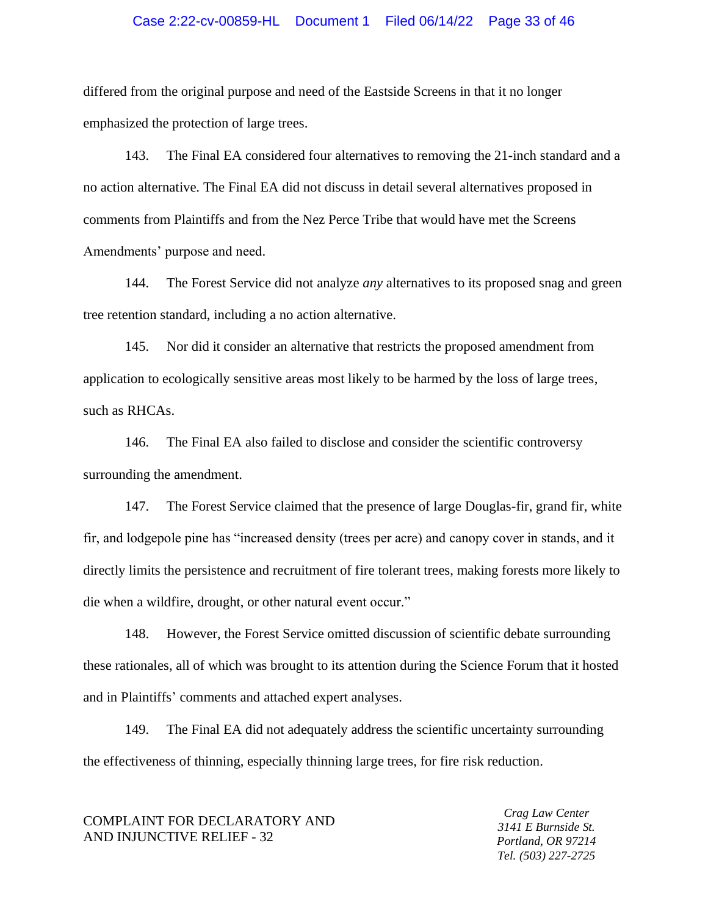differed from the original purpose and need of the Eastside Screens in that it no longer emphasized the protection of large trees.

143. The Final EA considered four alternatives to removing the 21-inch standard and a no action alternative. The Final EA did not discuss in detail several alternatives proposed in comments from Plaintiffs and from the Nez Perce Tribe that would have met the Screens Amendments' purpose and need.

144. The Forest Service did not analyze *any* alternatives to its proposed snag and green tree retention standard, including a no action alternative.

145. Nor did it consider an alternative that restricts the proposed amendment from application to ecologically sensitive areas most likely to be harmed by the loss of large trees, such as RHCAs.

146. The Final EA also failed to disclose and consider the scientific controversy surrounding the amendment.

147. The Forest Service claimed that the presence of large Douglas-fir, grand fir, white fir, and lodgepole pine has "increased density (trees per acre) and canopy cover in stands, and it directly limits the persistence and recruitment of fire tolerant trees, making forests more likely to die when a wildfire, drought, or other natural event occur."

148. However, the Forest Service omitted discussion of scientific debate surrounding these rationales, all of which was brought to its attention during the Science Forum that it hosted and in Plaintiffs' comments and attached expert analyses.

149. The Final EA did not adequately address the scientific uncertainty surrounding the effectiveness of thinning, especially thinning large trees, for fire risk reduction.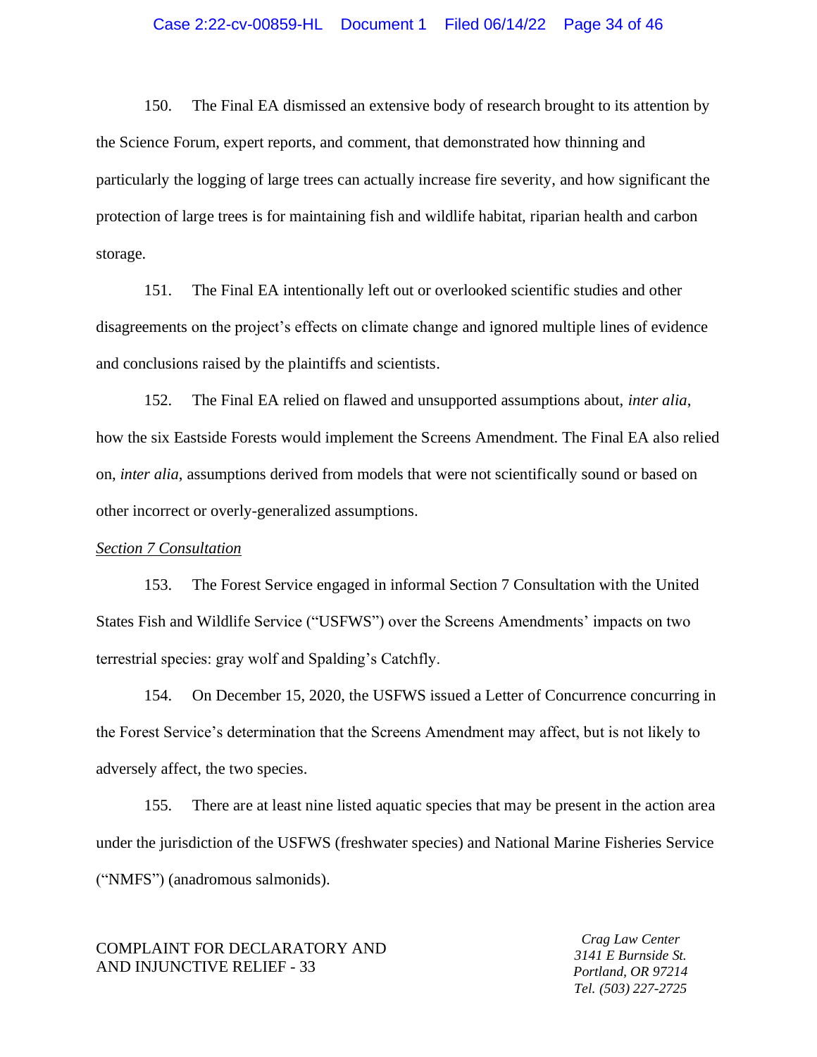150. The Final EA dismissed an extensive body of research brought to its attention by the Science Forum, expert reports, and comment, that demonstrated how thinning and particularly the logging of large trees can actually increase fire severity, and how significant the protection of large trees is for maintaining fish and wildlife habitat, riparian health and carbon storage.

151. The Final EA intentionally left out or overlooked scientific studies and other disagreements on the project's effects on climate change and ignored multiple lines of evidence and conclusions raised by the plaintiffs and scientists.

152. The Final EA relied on flawed and unsupported assumptions about, *inter alia*, how the six Eastside Forests would implement the Screens Amendment. The Final EA also relied on, *inter alia*, assumptions derived from models that were not scientifically sound or based on other incorrect or overly-generalized assumptions.

*Section 7 Consultation*

153. The Forest Service engaged in informal Section 7 Consultation with the United States Fish and Wildlife Service ("USFWS") over the Screens Amendments' impacts on two terrestrial species: gray wolf and Spalding's Catchfly.

154. On December 15, 2020, the USFWS issued a Letter of Concurrence concurring in the Forest Service's determination that the Screens Amendment may affect, but is not likely to adversely affect, the two species.

155. There are at least nine listed aquatic species that may be present in the action area under the jurisdiction of the USFWS (freshwater species) and National Marine Fisheries Service ("NMFS") (anadromous salmonids).

COMPLAINT FOR DECLARATORY AND AND INJUNCTIVE RELIEF - 33

*Crag Law Center*
*3141 E Burnside St.*
*Portland, OR 97214*
*Tel. (503) 227-2725*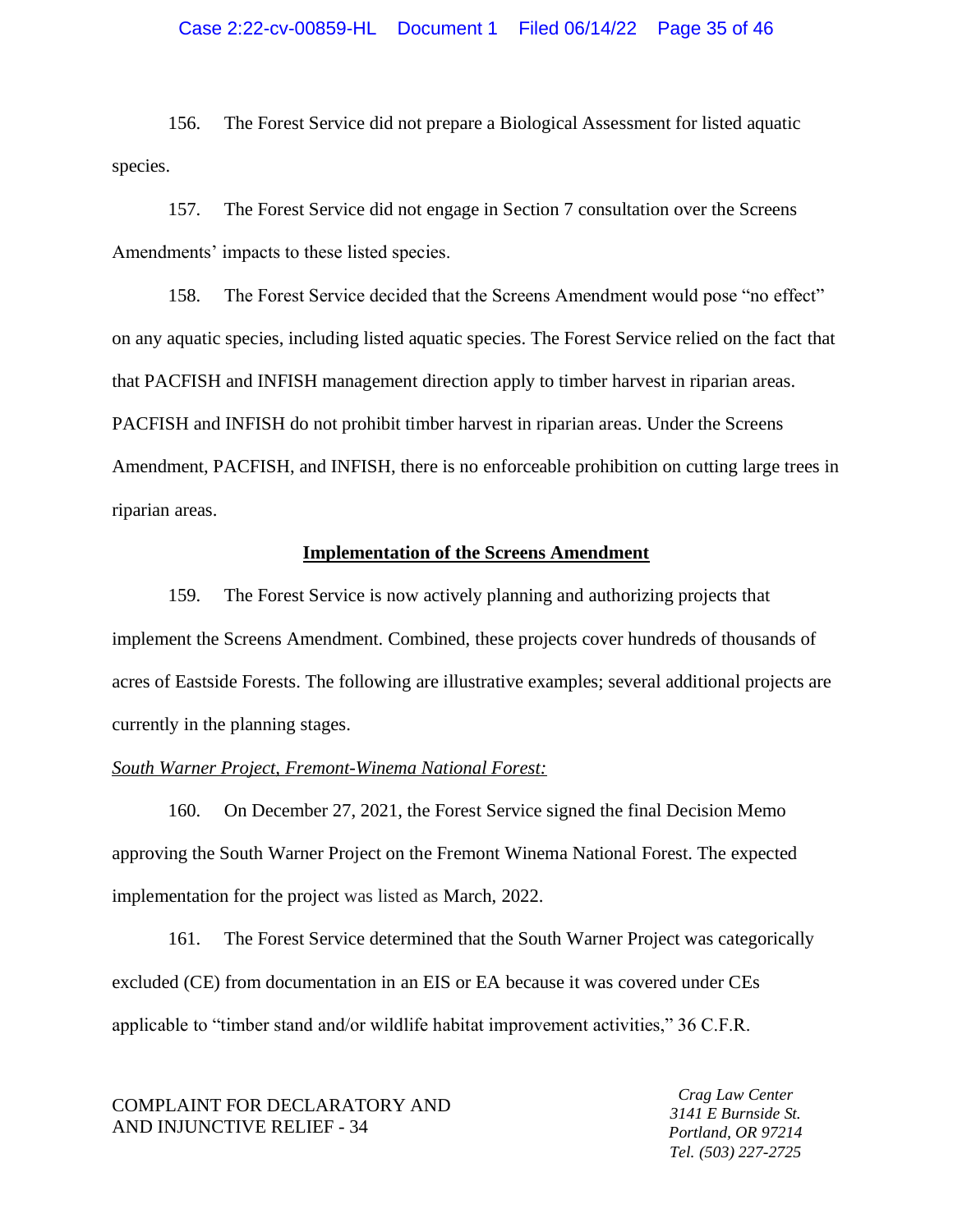156. The Forest Service did not prepare a Biological Assessment for listed aquatic species.

157. The Forest Service did not engage in Section 7 consultation over the Screens Amendments' impacts to these listed species.

158. The Forest Service decided that the Screens Amendment would pose "no effect" on any aquatic species, including listed aquatic species. The Forest Service relied on the fact that that PACFISH and INFISH management direction apply to timber harvest in riparian areas. PACFISH and INFISH do not prohibit timber harvest in riparian areas. Under the Screens Amendment, PACFISH, and INFISH, there is no enforceable prohibition on cutting large trees in riparian areas.

**Implementation of the Screens Amendment**

159. The Forest Service is now actively planning and authorizing projects that implement the Screens Amendment. Combined, these projects cover hundreds of thousands of acres of Eastside Forests. The following are illustrative examples; several additional projects are currently in the planning stages.

*South Warner Project, Fremont-Winema National Forest:*

160. On December 27, 2021, the Forest Service signed the final Decision Memo approving the South Warner Project on the Fremont Winema National Forest. The expected implementation for the project was listed as March, 2022.

161. The Forest Service determined that the South Warner Project was categorically excluded (CE) from documentation in an EIS or EA because it was covered under CEs applicable to "timber stand and/or wildlife habitat improvement activities," 36 C.F.R.

COMPLAINT FOR DECLARATORY AND AND INJUNCTIVE RELIEF - 34

*Crag Law Center*
*3141 E Burnside St.*
*Portland, OR 97214*
*Tel. (503) 227-2725*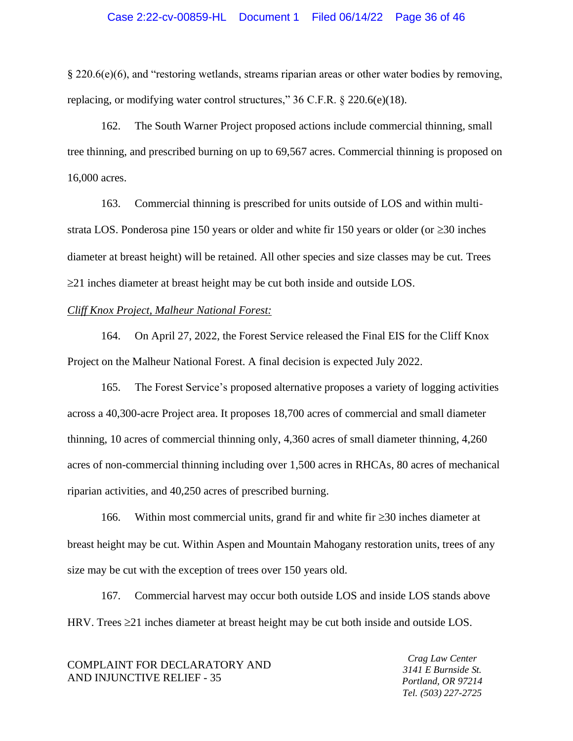§ 220.6(e)(6), and "restoring wetlands, streams riparian areas or other water bodies by removing, replacing, or modifying water control structures," 36 C.F.R. § 220.6(e)(18).

162. The South Warner Project proposed actions include commercial thinning, small tree thinning, and prescribed burning on up to 69,567 acres. Commercial thinning is proposed on 16,000 acres.

163. Commercial thinning is prescribed for units outside of LOS and within multi-strata LOS. Ponderosa pine 150 years or older and white fir 150 years or older (or ≥30 inches diameter at breast height) will be retained. All other species and size classes may be cut. Trees ≥21 inches diameter at breast height may be cut both inside and outside LOS.

*Cliff Knox Project, Malheur National Forest:*

164. On April 27, 2022, the Forest Service released the Final EIS for the Cliff Knox Project on the Malheur National Forest. A final decision is expected July 2022.

165. The Forest Service's proposed alternative proposes a variety of logging activities across a 40,300-acre Project area. It proposes 18,700 acres of commercial and small diameter thinning, 10 acres of commercial thinning only, 4,360 acres of small diameter thinning, 4,260 acres of non-commercial thinning including over 1,500 acres in RHCAs, 80 acres of mechanical riparian activities, and 40,250 acres of prescribed burning.

166. Within most commercial units, grand fir and white fir ≥30 inches diameter at breast height may be cut. Within Aspen and Mountain Mahogany restoration units, trees of any size may be cut with the exception of trees over 150 years old.

167. Commercial harvest may occur both outside LOS and inside LOS stands above HRV. Trees ≥21 inches diameter at breast height may be cut both inside and outside LOS.

COMPLAINT FOR DECLARATORY AND AND INJUNCTIVE RELIEF - 35

*Crag Law Center*
*3141 E Burnside St.*
*Portland, OR 97214*
*Tel. (503) 227-2725*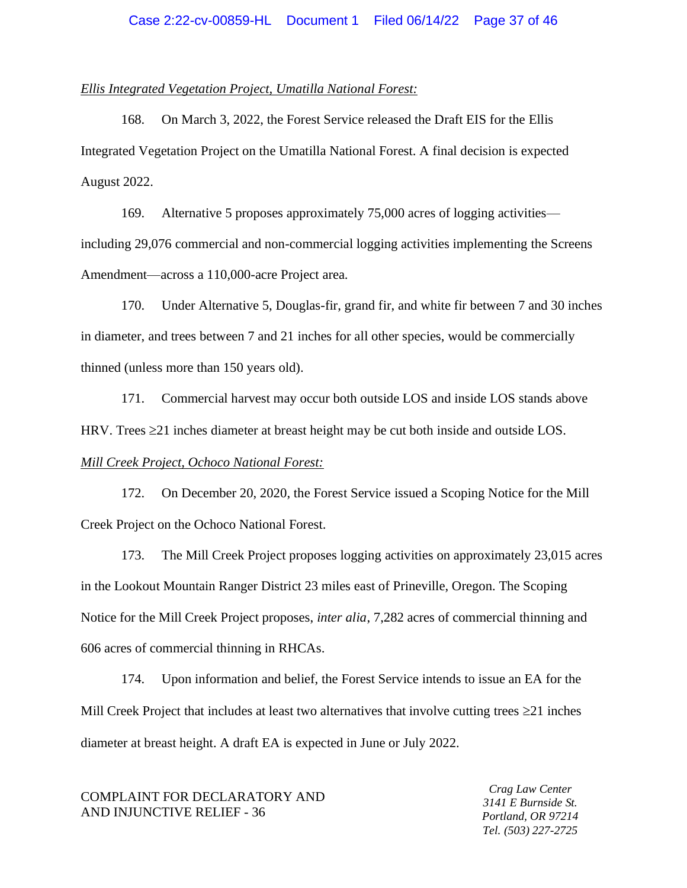*Ellis Integrated Vegetation Project, Umatilla National Forest:*

168. On March 3, 2022, the Forest Service released the Draft EIS for the Ellis Integrated Vegetation Project on the Umatilla National Forest. A final decision is expected August 2022.

169. Alternative 5 proposes approximately 75,000 acres of logging activities—including 29,076 commercial and non-commercial logging activities implementing the Screens Amendment—across a 110,000-acre Project area.

170. Under Alternative 5, Douglas-fir, grand fir, and white fir between 7 and 30 inches in diameter, and trees between 7 and 21 inches for all other species, would be commercially thinned (unless more than 150 years old).

171. Commercial harvest may occur both outside LOS and inside LOS stands above HRV. Trees ≥21 inches diameter at breast height may be cut both inside and outside LOS.

*Mill Creek Project, Ochoco National Forest:*

172. On December 20, 2020, the Forest Service issued a Scoping Notice for the Mill Creek Project on the Ochoco National Forest.

173. The Mill Creek Project proposes logging activities on approximately 23,015 acres in the Lookout Mountain Ranger District 23 miles east of Prineville, Oregon. The Scoping Notice for the Mill Creek Project proposes, *inter alia*, 7,282 acres of commercial thinning and 606 acres of commercial thinning in RHCAs.

174. Upon information and belief, the Forest Service intends to issue an EA for the Mill Creek Project that includes at least two alternatives that involve cutting trees ≥21 inches diameter at breast height. A draft EA is expected in June or July 2022.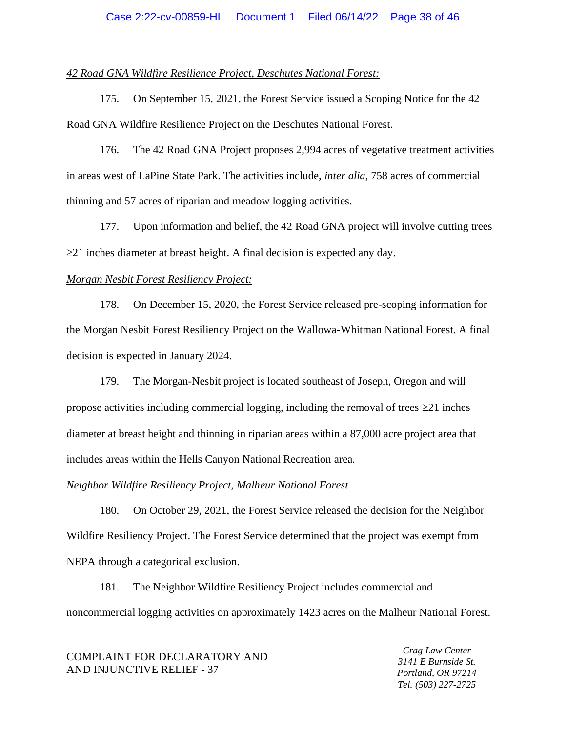*<u>42 Road GNA Wildfire Resilience Project, Deschutes National Forest:</u>*

175. On September 15, 2021, the Forest Service issued a Scoping Notice for the 42 Road GNA Wildfire Resilience Project on the Deschutes National Forest.

176. The 42 Road GNA Project proposes 2,994 acres of vegetative treatment activities in areas west of LaPine State Park. The activities include, *inter alia*, 758 acres of commercial thinning and 57 acres of riparian and meadow logging activities.

177. Upon information and belief, the 42 Road GNA project will involve cutting trees ≥21 inches diameter at breast height. A final decision is expected any day.

*<u>Morgan Nesbit Forest Resiliency Project:</u>*

178. On December 15, 2020, the Forest Service released pre-scoping information for the Morgan Nesbit Forest Resiliency Project on the Wallowa-Whitman National Forest. A final decision is expected in January 2024.

179. The Morgan-Nesbit project is located southeast of Joseph, Oregon and will propose activities including commercial logging, including the removal of trees ≥21 inches diameter at breast height and thinning in riparian areas within a 87,000 acre project area that includes areas within the Hells Canyon National Recreation area.

*<u>Neighbor Wildfire Resiliency Project, Malheur National Forest</u>*

180. On October 29, 2021, the Forest Service released the decision for the Neighbor Wildfire Resiliency Project. The Forest Service determined that the project was exempt from NEPA through a categorical exclusion.

181. The Neighbor Wildfire Resiliency Project includes commercial and noncommercial logging activities on approximately 1423 acres on the Malheur National Forest.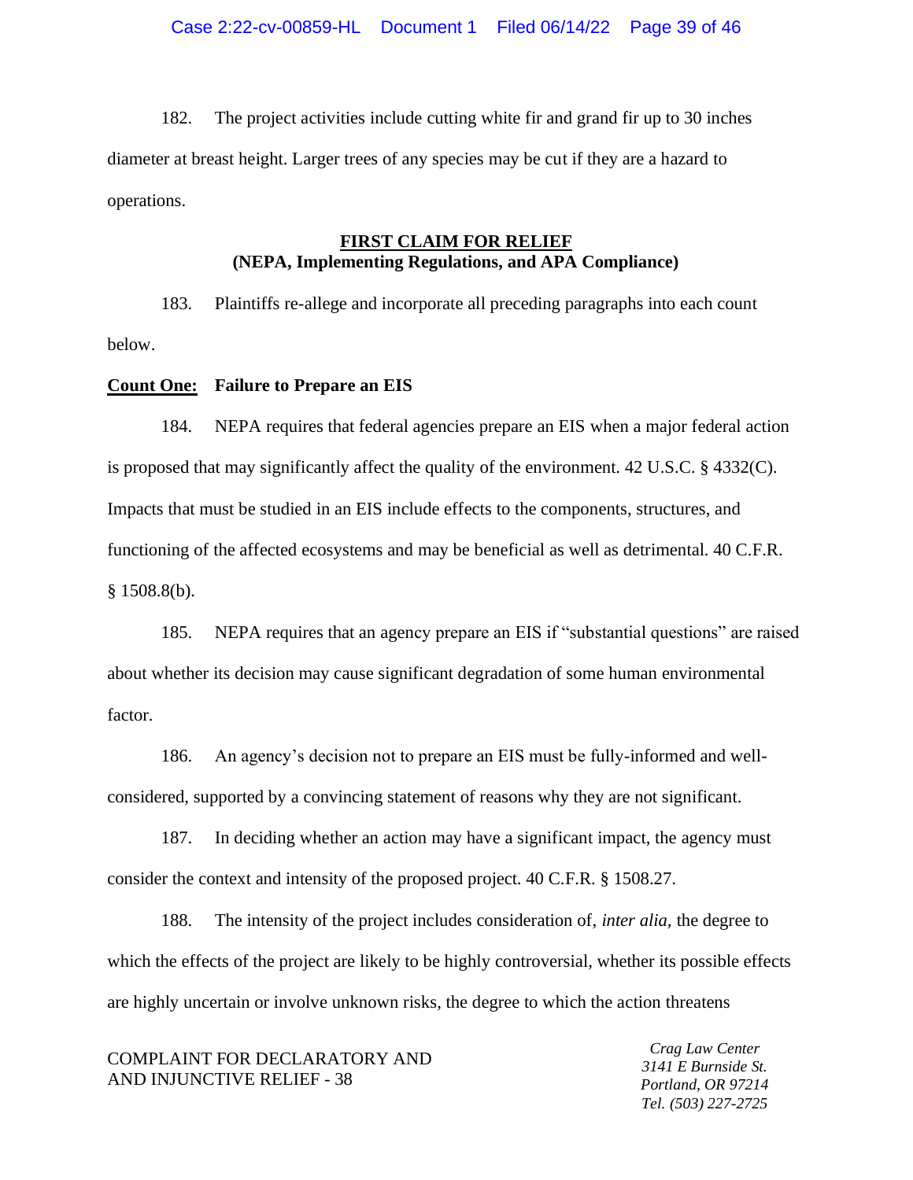182. The project activities include cutting white fir and grand fir up to 30 inches diameter at breast height. Larger trees of any species may be cut if they are a hazard to operations.

**FIRST CLAIM FOR RELIEF**
**(NEPA, Implementing Regulations, and APA Compliance)**

183. Plaintiffs re-allege and incorporate all preceding paragraphs into each count below.

**Count One: Failure to Prepare an EIS**

184. NEPA requires that federal agencies prepare an EIS when a major federal action is proposed that may significantly affect the quality of the environment. 42 U.S.C. § 4332(C). Impacts that must be studied in an EIS include effects to the components, structures, and functioning of the affected ecosystems and may be beneficial as well as detrimental. 40 C.F.R. § 1508.8(b).

185. NEPA requires that an agency prepare an EIS if "substantial questions" are raised about whether its decision may cause significant degradation of some human environmental factor.

186. An agency's decision not to prepare an EIS must be fully-informed and well-considered, supported by a convincing statement of reasons why they are not significant.

187. In deciding whether an action may have a significant impact, the agency must consider the context and intensity of the proposed project. 40 C.F.R. § 1508.27.

188. The intensity of the project includes consideration of, *inter alia*, the degree to which the effects of the project are likely to be highly controversial, whether its possible effects are highly uncertain or involve unknown risks, the degree to which the action threatens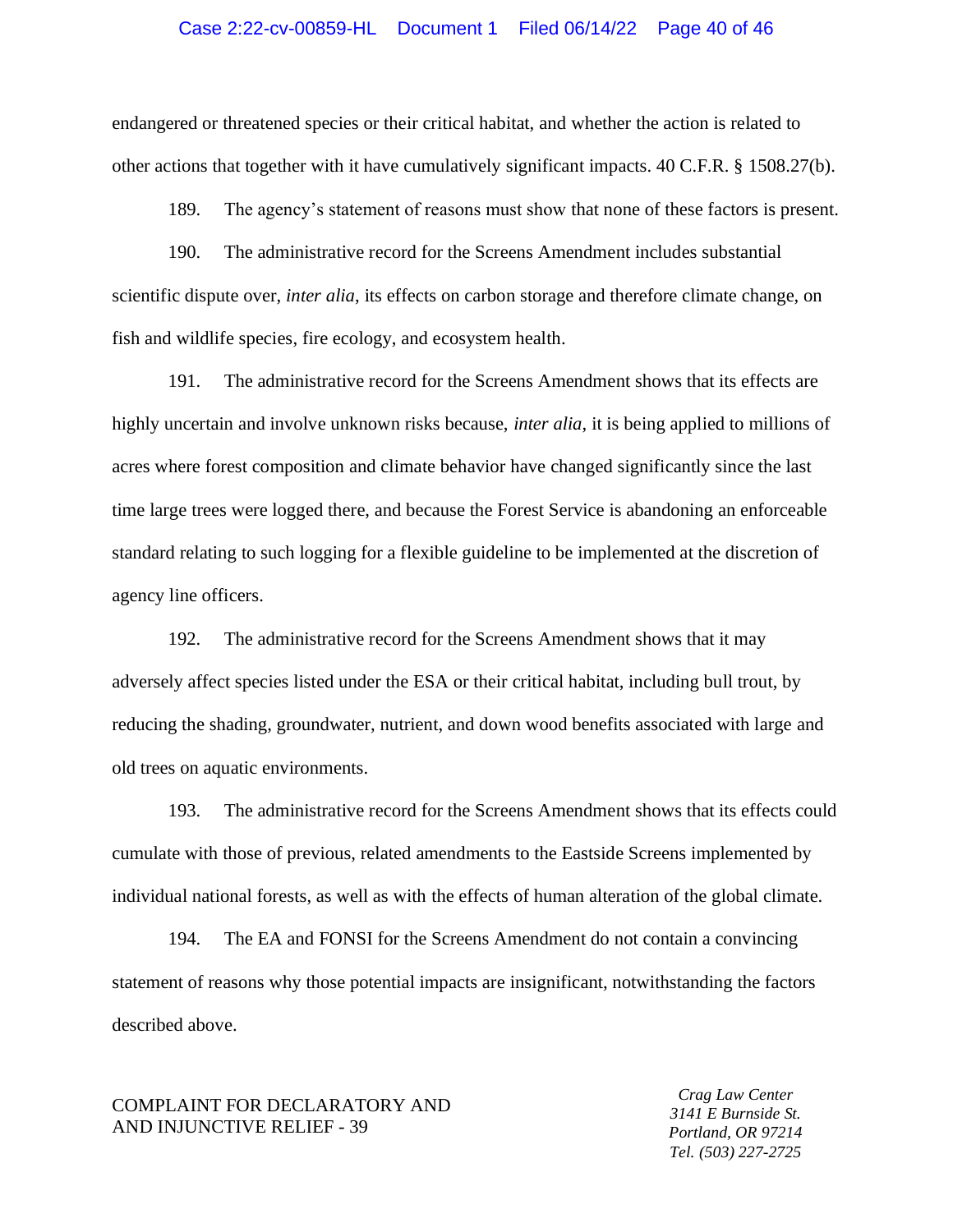endangered or threatened species or their critical habitat, and whether the action is related to other actions that together with it have cumulatively significant impacts. 40 C.F.R. § 1508.27(b).

189. The agency's statement of reasons must show that none of these factors is present.

190. The administrative record for the Screens Amendment includes substantial scientific dispute over, *inter alia*, its effects on carbon storage and therefore climate change, on fish and wildlife species, fire ecology, and ecosystem health.

191. The administrative record for the Screens Amendment shows that its effects are highly uncertain and involve unknown risks because, *inter alia*, it is being applied to millions of acres where forest composition and climate behavior have changed significantly since the last time large trees were logged there, and because the Forest Service is abandoning an enforceable standard relating to such logging for a flexible guideline to be implemented at the discretion of agency line officers.

192. The administrative record for the Screens Amendment shows that it may adversely affect species listed under the ESA or their critical habitat, including bull trout, by reducing the shading, groundwater, nutrient, and down wood benefits associated with large and old trees on aquatic environments.

193. The administrative record for the Screens Amendment shows that its effects could cumulate with those of previous, related amendments to the Eastside Screens implemented by individual national forests, as well as with the effects of human alteration of the global climate.

194. The EA and FONSI for the Screens Amendment do not contain a convincing statement of reasons why those potential impacts are insignificant, notwithstanding the factors described above.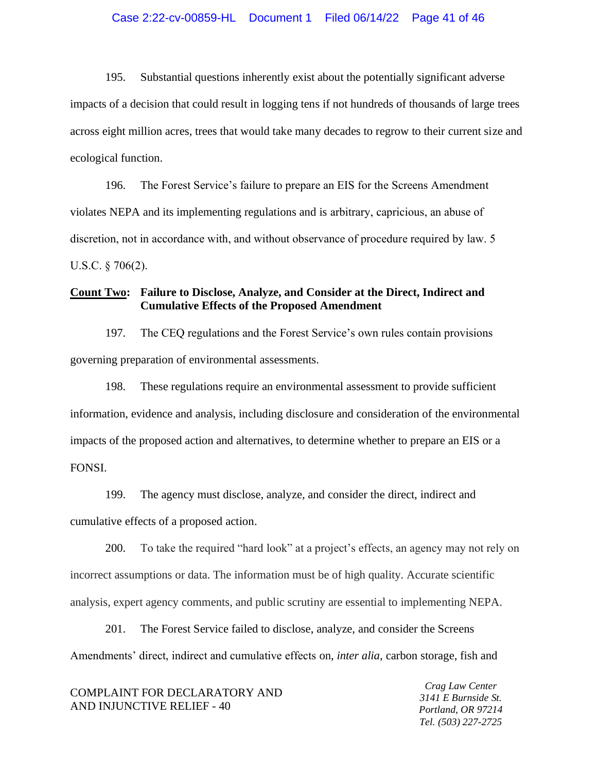195. Substantial questions inherently exist about the potentially significant adverse impacts of a decision that could result in logging tens if not hundreds of thousands of large trees across eight million acres, trees that would take many decades to regrow to their current size and ecological function.

196. The Forest Service's failure to prepare an EIS for the Screens Amendment violates NEPA and its implementing regulations and is arbitrary, capricious, an abuse of discretion, not in accordance with, and without observance of procedure required by law. 5 U.S.C. § 706(2).

**<u>Count Two</u>: Failure to Disclose, Analyze, and Consider at the Direct, Indirect and Cumulative Effects of the Proposed Amendment**

197. The CEQ regulations and the Forest Service's own rules contain provisions governing preparation of environmental assessments.

198. These regulations require an environmental assessment to provide sufficient information, evidence and analysis, including disclosure and consideration of the environmental impacts of the proposed action and alternatives, to determine whether to prepare an EIS or a FONSI.

199. The agency must disclose, analyze, and consider the direct, indirect and cumulative effects of a proposed action.

200. To take the required "hard look" at a project's effects, an agency may not rely on incorrect assumptions or data. The information must be of high quality. Accurate scientific analysis, expert agency comments, and public scrutiny are essential to implementing NEPA.

201. The Forest Service failed to disclose, analyze, and consider the Screens Amendments' direct, indirect and cumulative effects on, *inter alia*, carbon storage, fish and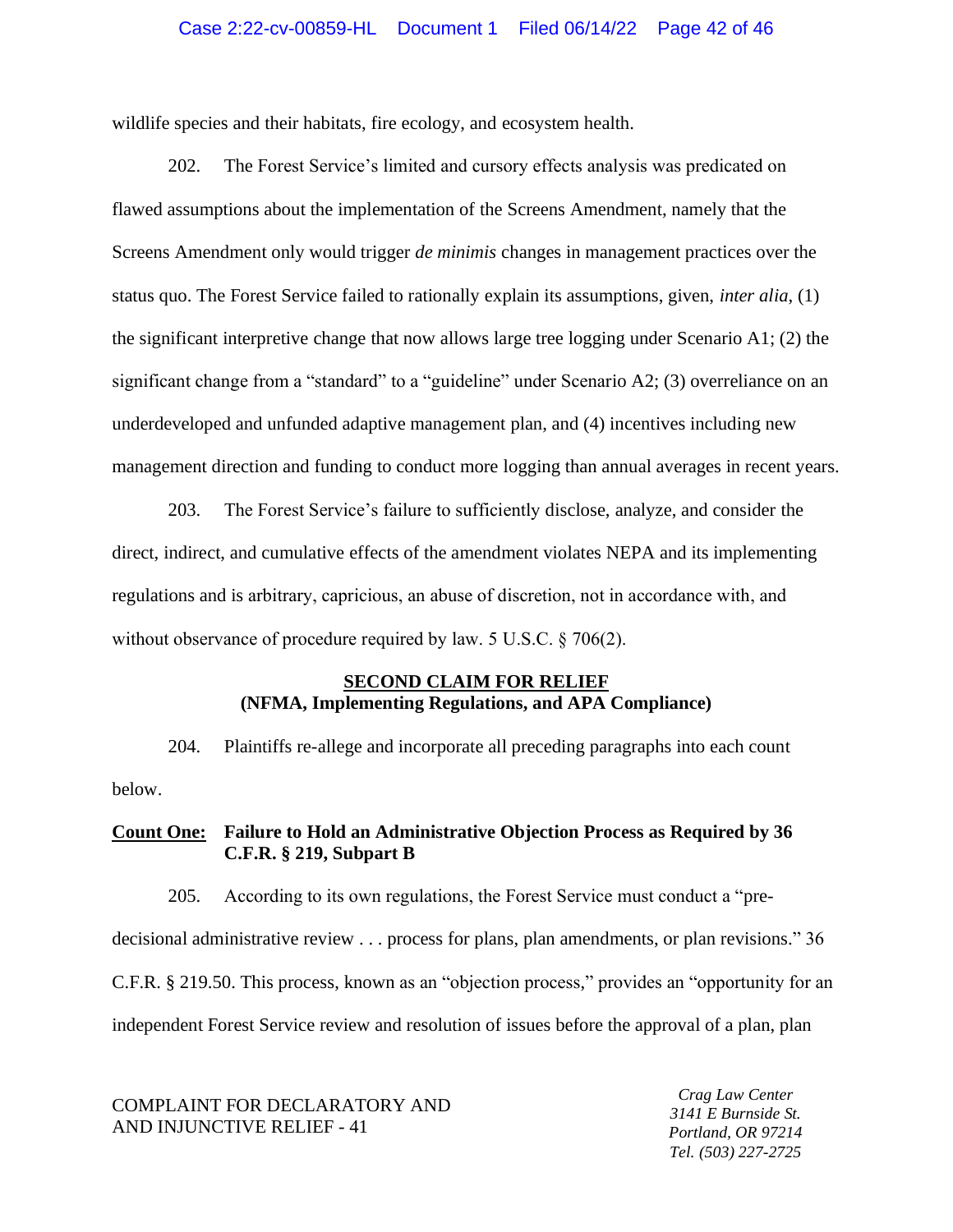wildlife species and their habitats, fire ecology, and ecosystem health.

202. The Forest Service's limited and cursory effects analysis was predicated on flawed assumptions about the implementation of the Screens Amendment, namely that the Screens Amendment only would trigger *de minimis* changes in management practices over the status quo. The Forest Service failed to rationally explain its assumptions, given, *inter alia*, (1) the significant interpretive change that now allows large tree logging under Scenario A1; (2) the significant change from a "standard" to a "guideline" under Scenario A2; (3) overreliance on an underdeveloped and unfunded adaptive management plan, and (4) incentives including new management direction and funding to conduct more logging than annual averages in recent years.

203. The Forest Service's failure to sufficiently disclose, analyze, and consider the direct, indirect, and cumulative effects of the amendment violates NEPA and its implementing regulations and is arbitrary, capricious, an abuse of discretion, not in accordance with, and without observance of procedure required by law. 5 U.S.C. § 706(2).

## <u>SECOND CLAIM FOR RELIEF</u>
## (NFMA, Implementing Regulations, and APA Compliance)

204. Plaintiffs re-allege and incorporate all preceding paragraphs into each count below.

### <u>Count One:</u> Failure to Hold an Administrative Objection Process as Required by 36 C.F.R. § 219, Subpart B

205. According to its own regulations, the Forest Service must conduct a "pre-decisional administrative review . . . process for plans, plan amendments, or plan revisions." 36 C.F.R. § 219.50. This process, known as an "objection process," provides an "opportunity for an independent Forest Service review and resolution of issues before the approval of a plan, plan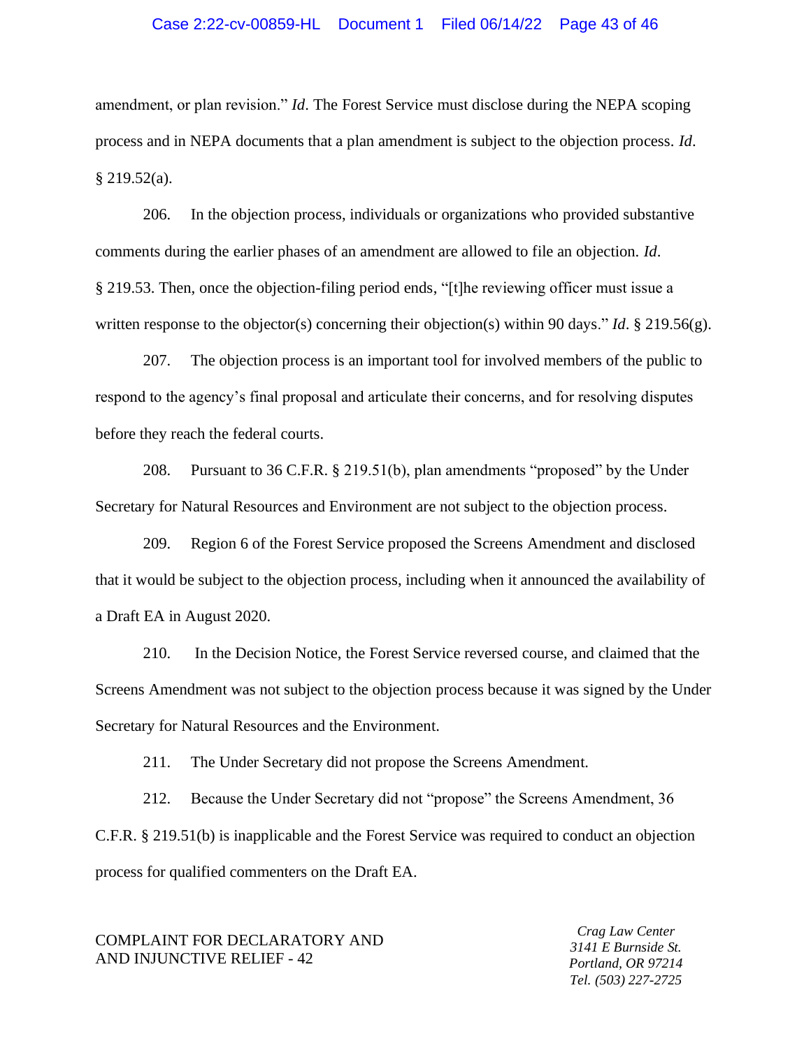amendment, or plan revision." *Id*. The Forest Service must disclose during the NEPA scoping process and in NEPA documents that a plan amendment is subject to the objection process. *Id*. § 219.52(a).

206. In the objection process, individuals or organizations who provided substantive comments during the earlier phases of an amendment are allowed to file an objection. *Id*. § 219.53. Then, once the objection-filing period ends, "[t]he reviewing officer must issue a written response to the objector(s) concerning their objection(s) within 90 days." *Id*. § 219.56(g).

207. The objection process is an important tool for involved members of the public to respond to the agency's final proposal and articulate their concerns, and for resolving disputes before they reach the federal courts.

208. Pursuant to 36 C.F.R. § 219.51(b), plan amendments "proposed" by the Under Secretary for Natural Resources and Environment are not subject to the objection process.

209. Region 6 of the Forest Service proposed the Screens Amendment and disclosed that it would be subject to the objection process, including when it announced the availability of a Draft EA in August 2020.

210. In the Decision Notice, the Forest Service reversed course, and claimed that the Screens Amendment was not subject to the objection process because it was signed by the Under Secretary for Natural Resources and the Environment.

211. The Under Secretary did not propose the Screens Amendment.

212. Because the Under Secretary did not "propose" the Screens Amendment, 36 C.F.R. § 219.51(b) is inapplicable and the Forest Service was required to conduct an objection process for qualified commenters on the Draft EA.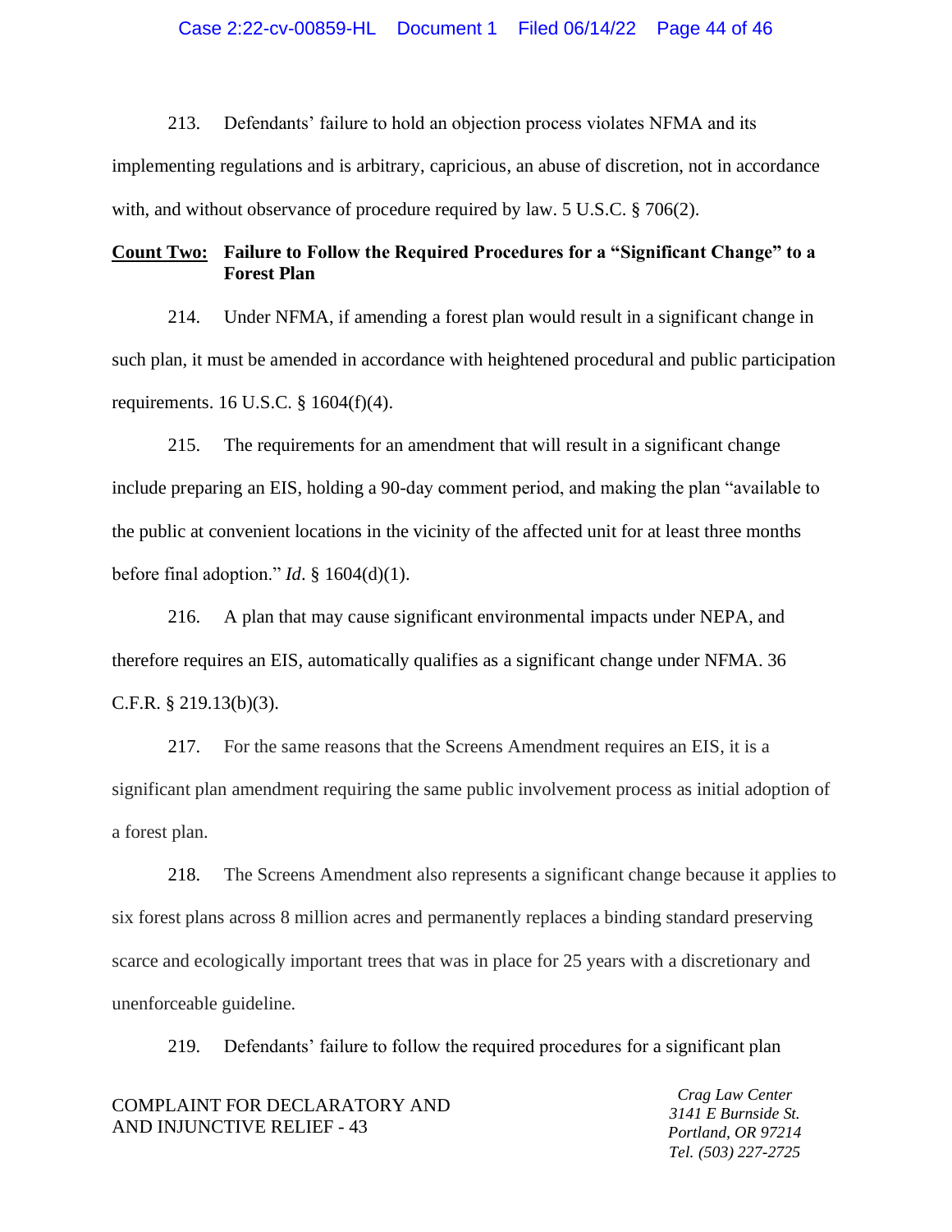213. Defendants' failure to hold an objection process violates NFMA and its implementing regulations and is arbitrary, capricious, an abuse of discretion, not in accordance with, and without observance of procedure required by law. 5 U.S.C. § 706(2).

**<u>Count Two:</u> Failure to Follow the Required Procedures for a "Significant Change" to a Forest Plan**

214. Under NFMA, if amending a forest plan would result in a significant change in such plan, it must be amended in accordance with heightened procedural and public participation requirements. 16 U.S.C. § 1604(f)(4).

215. The requirements for an amendment that will result in a significant change include preparing an EIS, holding a 90-day comment period, and making the plan "available to the public at convenient locations in the vicinity of the affected unit for at least three months before final adoption." *Id*. § 1604(d)(1).

216. A plan that may cause significant environmental impacts under NEPA, and therefore requires an EIS, automatically qualifies as a significant change under NFMA. 36 C.F.R. § 219.13(b)(3).

217. For the same reasons that the Screens Amendment requires an EIS, it is a significant plan amendment requiring the same public involvement process as initial adoption of a forest plan.

218. The Screens Amendment also represents a significant change because it applies to six forest plans across 8 million acres and permanently replaces a binding standard preserving scarce and ecologically important trees that was in place for 25 years with a discretionary and unenforceable guideline.

219. Defendants' failure to follow the required procedures for a significant plan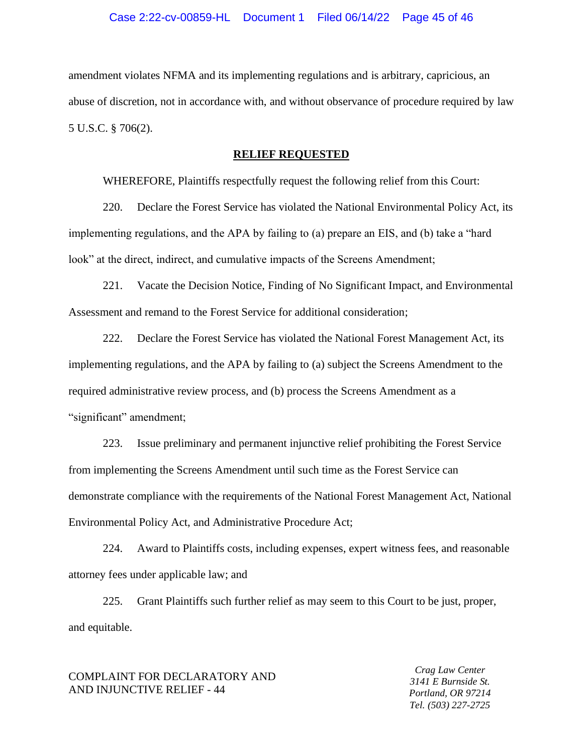amendment violates NFMA and its implementing regulations and is arbitrary, capricious, an abuse of discretion, not in accordance with, and without observance of procedure required by law 5 U.S.C. § 706(2).

## RELIEF REQUESTED

WHEREFORE, Plaintiffs respectfully request the following relief from this Court:

220. Declare the Forest Service has violated the National Environmental Policy Act, its implementing regulations, and the APA by failing to (a) prepare an EIS, and (b) take a "hard look" at the direct, indirect, and cumulative impacts of the Screens Amendment;

221. Vacate the Decision Notice, Finding of No Significant Impact, and Environmental Assessment and remand to the Forest Service for additional consideration;

222. Declare the Forest Service has violated the National Forest Management Act, its implementing regulations, and the APA by failing to (a) subject the Screens Amendment to the required administrative review process, and (b) process the Screens Amendment as a "significant" amendment;

223. Issue preliminary and permanent injunctive relief prohibiting the Forest Service from implementing the Screens Amendment until such time as the Forest Service can demonstrate compliance with the requirements of the National Forest Management Act, National Environmental Policy Act, and Administrative Procedure Act;

224. Award to Plaintiffs costs, including expenses, expert witness fees, and reasonable attorney fees under applicable law; and

225. Grant Plaintiffs such further relief as may seem to this Court to be just, proper, and equitable.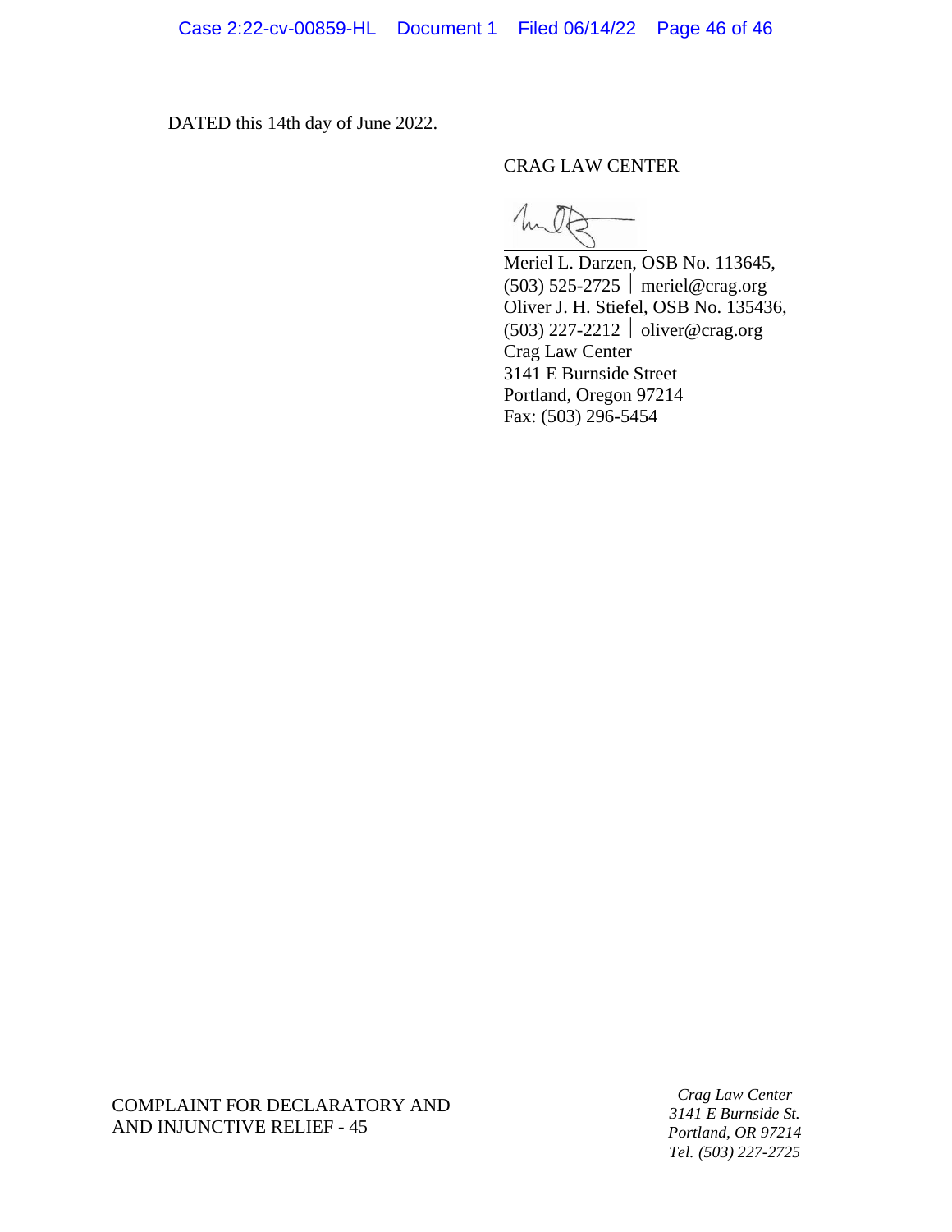DATED this 14th day of June 2022.

CRAG LAW CENTER

Meriel L. Darzen, OSB No. 113645,
(503) 525-2725 | meriel@crag.org
Oliver J. H. Stiefel, OSB No. 135436,
(503) 227-2212 | oliver@crag.org
Crag Law Center
3141 E Burnside Street
Portland, Oregon 97214
Fax: (503) 296-5454